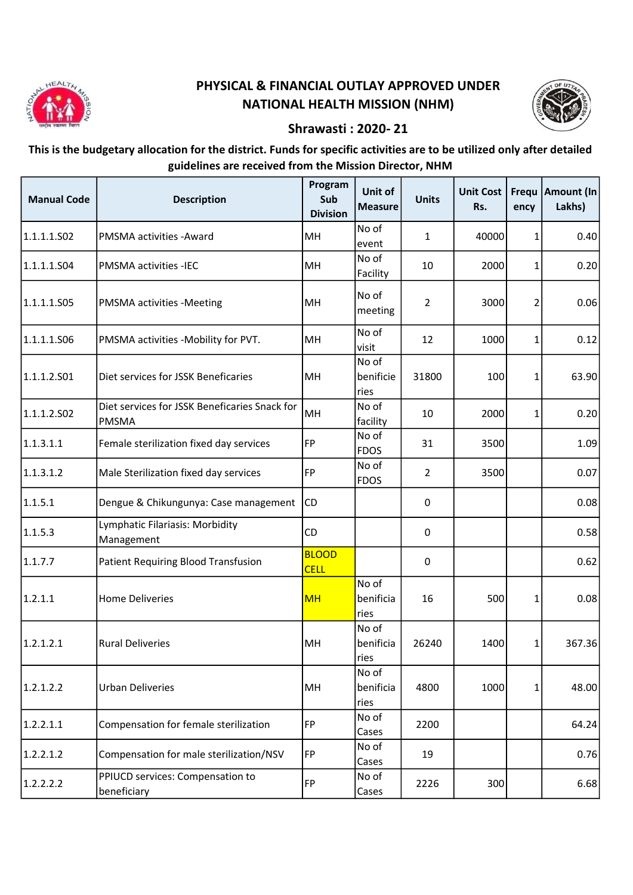# PHYSICAL & FINANCIAL OUTLAY APPROVED UNDER NATIONAL HEALTH MISSION (NHM)

## Shrawasti : 2020- 21

**This is the budgetary allocation for the district. Funds for specific activities are to be utilized only after detailed guidelines are received from the Mission Director, NHM**

| Manual Code | Description | Program Sub Division | Unit of Measure | Units | Unit Cost Rs. | Frequency | Amount (In Lakhs) |
|---|---|---|---|---|---|---|---|
| 1.1.1.1.S02 | PMSMA activities -Award | MH | No of event | 1 | 40000 | 1 | 0.40 |
| 1.1.1.1.S04 | PMSMA activities -IEC | MH | No of Facility | 10 | 2000 | 1 | 0.20 |
| 1.1.1.1.S05 | PMSMA activities -Meeting | MH | No of meeting | 2 | 3000 | 2 | 0.06 |
| 1.1.1.1.S06 | PMSMA activities -Mobility for PVT. | MH | No of visit | 12 | 1000 | 1 | 0.12 |
| 1.1.1.2.S01 | Diet services for JSSK Beneficaries | MH | No of benificieries | 31800 | 100 | 1 | 63.90 |
| 1.1.1.2.S02 | Diet services for JSSK Beneficaries Snack for PMSMA | MH | No of facility | 10 | 2000 | 1 | 0.20 |
| 1.1.3.1.1 | Female sterilization fixed day services | FP | No of FDOS | 31 | 3500 | | 1.09 |
| 1.1.3.1.2 | Male Sterilization fixed day services | FP | No of FDOS | 2 | 3500 | | 0.07 |
| 1.1.5.1 | Dengue & Chikungunya: Case management | CD | | 0 | | | 0.08 |
| 1.1.5.3 | Lymphatic Filariasis: Morbidity Management | CD | | 0 | | | 0.58 |
| 1.1.7.7 | Patient Requiring Blood Transfusion | BLOOD CELL | | 0 | | | 0.62 |
| 1.2.1.1 | Home Deliveries | MH | No of beneficiaries | 16 | 500 | 1 | 0.08 |
| 1.2.1.2.1 | Rural Deliveries | MH | No of beneficiaries | 26240 | 1400 | 1 | 367.36 |
| 1.2.1.2.2 | Urban Deliveries | MH | No of beneficiaries | 4800 | 1000 | 1 | 48.00 |
| 1.2.2.1.1 | Compensation for female sterilization | FP | No of Cases | 2200 | | | 64.24 |
| 1.2.2.1.2 | Compensation for male sterilization/NSV | FP | No of Cases | 19 | | | 0.76 |
| 1.2.2.2.2 | PPIUCD services: Compensation to beneficiary | FP | No of Cases | 2226 | 300 | | 6.68 |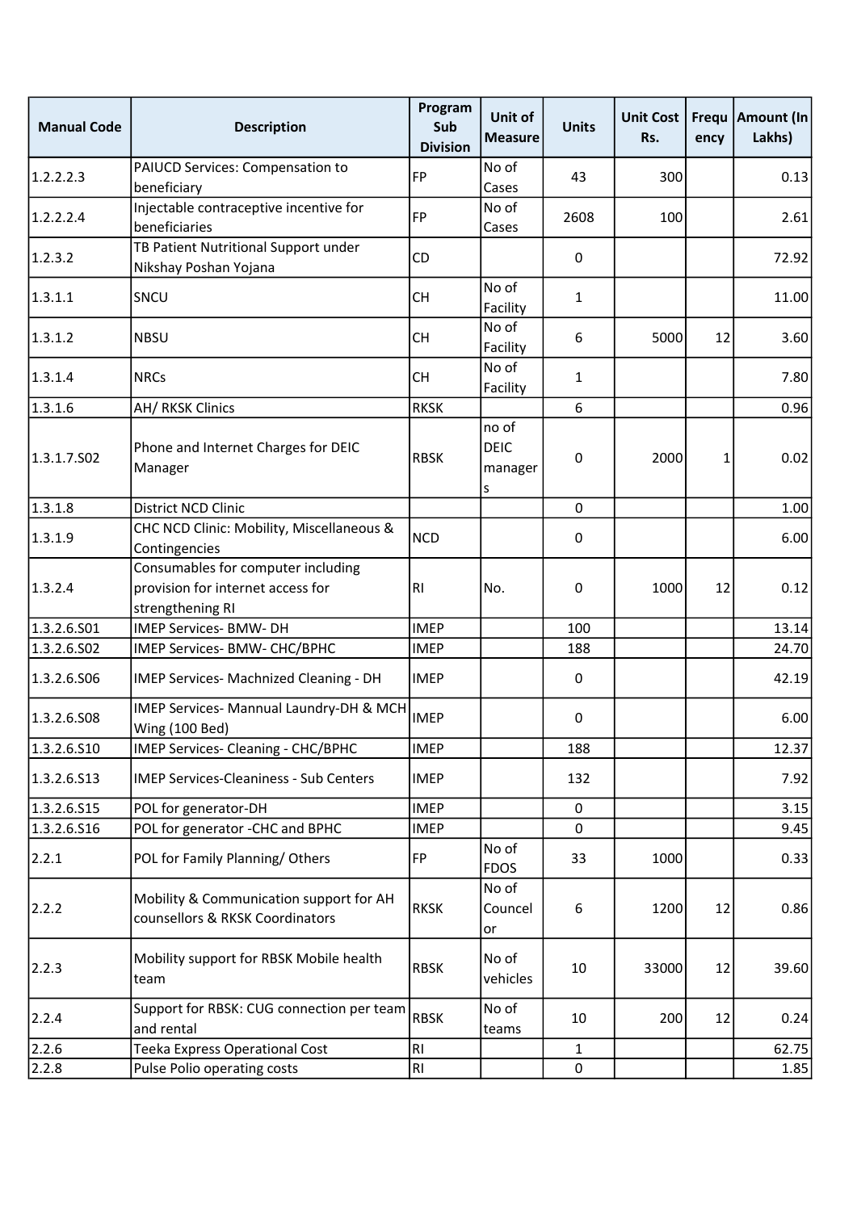| Manual Code | Description | Program Sub Division | Unit of Measure | Units | Unit Cost Rs. | Frequency | Amount (In Lakhs) |
|---|---|---|---|---|---|---|---|
| 1.2.2.2.3 | PAIUCD Services: Compensation to beneficiary | FP | No of Cases | 43 | 300 | | 0.13 |
| 1.2.2.2.4 | Injectable contraceptive incentive for beneficiaries | FP | No of Cases | 2608 | 100 | | 2.61 |
| 1.2.3.2 | TB Patient Nutritional Support under Nikshay Poshan Yojana | CD | | 0 | | | 72.92 |
| 1.3.1.1 | SNCU | CH | No of Facility | 1 | | | 11.00 |
| 1.3.1.2 | NBSU | CH | No of Facility | 6 | 5000 | 12 | 3.60 |
| 1.3.1.4 | NRCs | CH | No of Facility | 1 | | | 7.80 |
| 1.3.1.6 | AH/ RKSK Clinics | RKSK | | 6 | | | 0.96 |
| 1.3.1.7.S02 | Phone and Internet Charges for DEIC Manager | RBSK | no of DEIC managers | 0 | 2000 | 1 | 0.02 |
| 1.3.1.8 | District NCD Clinic | | | 0 | | | 1.00 |
| 1.3.1.9 | CHC NCD Clinic: Mobility, Miscellaneous & Contingencies | NCD | | 0 | | | 6.00 |
| 1.3.2.4 | Consumables for computer including provision for internet access for strengthening RI | RI | No. | 0 | 1000 | 12 | 0.12 |
| 1.3.2.6.S01 | IMEP Services- BMW- DH | IMEP | | 100 | | | 13.14 |
| 1.3.2.6.S02 | IMEP Services- BMW- CHC/BPHC | IMEP | | 188 | | | 24.70 |
| 1.3.2.6.S06 | IMEP Services- Machnized Cleaning - DH | IMEP | | 0 | | | 42.19 |
| 1.3.2.6.S08 | IMEP Services- Mannual Laundry-DH & MCH Wing (100 Bed) | IMEP | | 0 | | | 6.00 |
| 1.3.2.6.S10 | IMEP Services- Cleaning - CHC/BPHC | IMEP | | 188 | | | 12.37 |
| 1.3.2.6.S13 | IMEP Services-Cleaniness - Sub Centers | IMEP | | 132 | | | 7.92 |
| 1.3.2.6.S15 | POL for generator-DH | IMEP | | 0 | | | 3.15 |
| 1.3.2.6.S16 | POL for generator -CHC and BPHC | IMEP | | 0 | | | 9.45 |
| 2.2.1 | POL for Family Planning/ Others | FP | No of FDOS | 33 | 1000 | | 0.33 |
| 2.2.2 | Mobility & Communication support for AH counsellors & RKSK Coordinators | RKSK | No of Councelor | 6 | 1200 | 12 | 0.86 |
| 2.2.3 | Mobility support for RBSK Mobile health team | RBSK | No of vehicles | 10 | 33000 | 12 | 39.60 |
| 2.2.4 | Support for RBSK: CUG connection per team and rental | RBSK | No of teams | 10 | 200 | 12 | 0.24 |
| 2.2.6 | Teeka Express Operational Cost | RI | | 1 | | | 62.75 |
| 2.2.8 | Pulse Polio operating costs | RI | | 0 | | | 1.85 |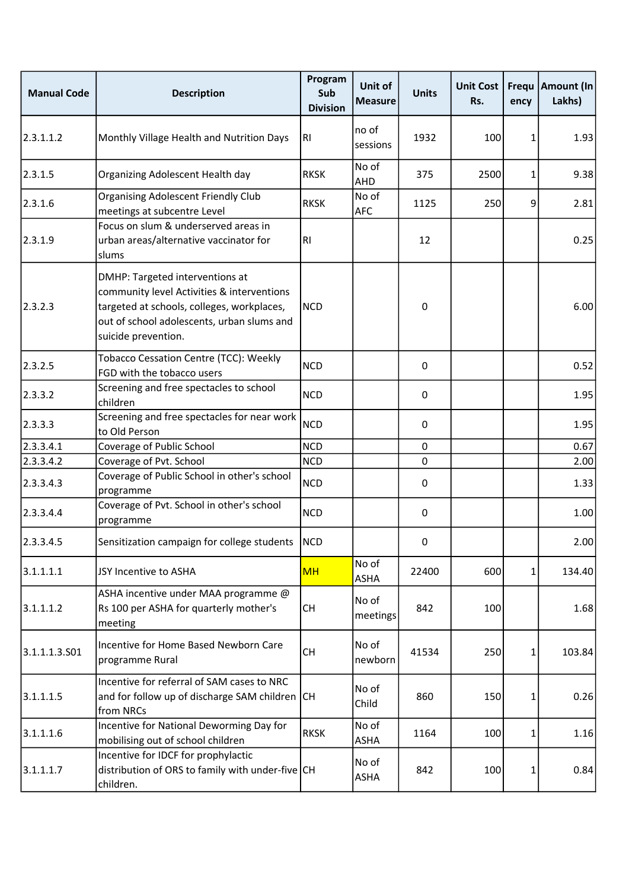| Manual Code | Description | Program Sub Division | Unit of Measure | Units | Unit Cost Rs. | Frequency | Amount (In Lakhs) |
|---|---|---|---|---|---|---|---|
| 2.3.1.1.2 | Monthly Village Health and Nutrition Days | RI | no of sessions | 1932 | 100 | 1 | 1.93 |
| 2.3.1.5 | Organizing Adolescent Health day | RKSK | No of AHD | 375 | 2500 | 1 | 9.38 |
| 2.3.1.6 | Organising Adolescent Friendly Club meetings at subcentre Level | RKSK | No of AFC | 1125 | 250 | 9 | 2.81 |
| 2.3.1.9 | Focus on slum & underserved areas in urban areas/alternative vaccinator for slums | RI | | 12 | | | 0.25 |
| 2.3.2.3 | DMHP: Targeted interventions at community level Activities & interventions targeted at schools, colleges, workplaces, out of school adolescents, urban slums and suicide prevention. | NCD | | 0 | | | 6.00 |
| 2.3.2.5 | Tobacco Cessation Centre (TCC): Weekly FGD with the tobacco users | NCD | | 0 | | | 0.52 |
| 2.3.3.2 | Screening and free spectacles to school children | NCD | | 0 | | | 1.95 |
| 2.3.3.3 | Screening and free spectacles for near work to Old Person | NCD | | 0 | | | 1.95 |
| 2.3.3.4.1 | Coverage of Public School | NCD | | 0 | | | 0.67 |
| 2.3.3.4.2 | Coverage of Pvt. School | NCD | | 0 | | | 2.00 |
| 2.3.3.4.3 | Coverage of Public School in other's school programme | NCD | | 0 | | | 1.33 |
| 2.3.3.4.4 | Coverage of Pvt. School in other's school programme | NCD | | 0 | | | 1.00 |
| 2.3.3.4.5 | Sensitization campaign for college students | NCD | | 0 | | | 2.00 |
| 3.1.1.1.1 | JSY Incentive to ASHA | MH | No of ASHA | 22400 | 600 | 1 | 134.40 |
| 3.1.1.1.2 | ASHA incentive under MAA programme @ Rs 100 per ASHA for quarterly mother's meeting | CH | No of meetings | 842 | 100 | | 1.68 |
| 3.1.1.1.3.S01 | Incentive for Home Based Newborn Care programme Rural | CH | No of newborn | 41534 | 250 | 1 | 103.84 |
| 3.1.1.1.5 | Incentive for referral of SAM cases to NRC and for follow up of discharge SAM children from NRCs | CH | No of Child | 860 | 150 | 1 | 0.26 |
| 3.1.1.1.6 | Incentive for National Deworming Day for mobilising out of school children | RKSK | No of ASHA | 1164 | 100 | 1 | 1.16 |
| 3.1.1.1.7 | Incentive for IDCF for prophylactic distribution of ORS to family with under-five children. | CH | No of ASHA | 842 | 100 | 1 | 0.84 |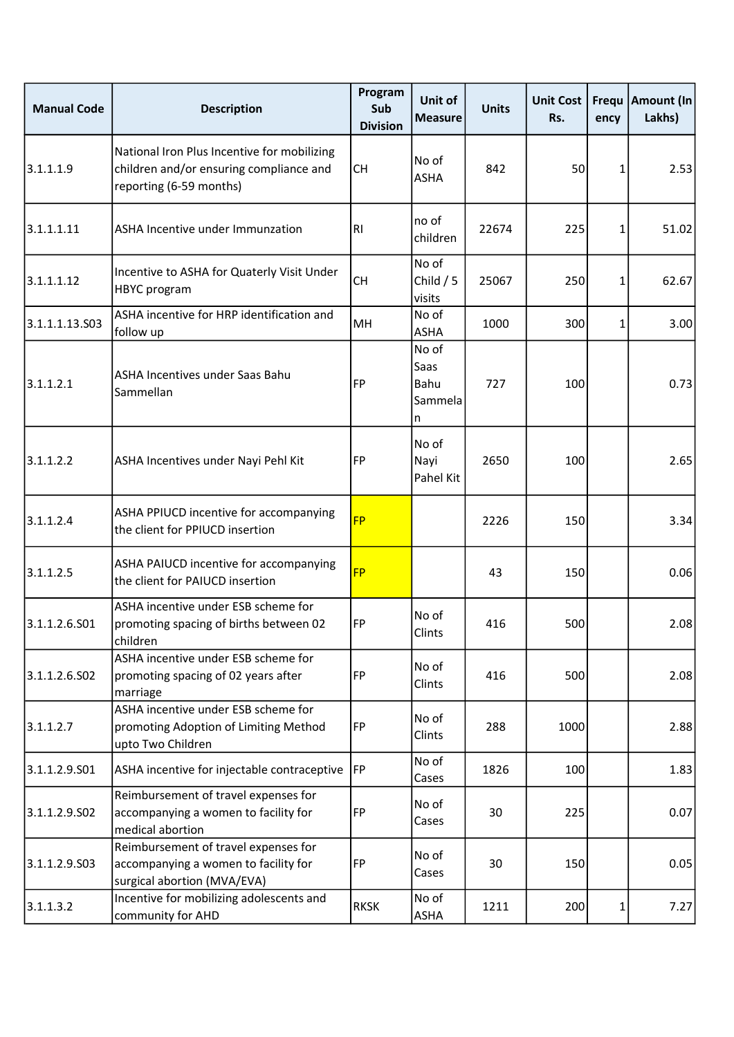| Manual Code | Description | Program Sub Division | Unit of Measure | Units | Unit Cost Rs. | Frequency | Amount (In Lakhs) |
|---|---|---|---|---|---|---|---|
| 3.1.1.1.9 | National Iron Plus Incentive for mobilizing children and/or ensuring compliance and reporting (6-59 months) | CH | No of ASHA | 842 | 50 | 1 | 2.53 |
| 3.1.1.1.11 | ASHA Incentive under Immunzation | RI | no of children | 22674 | 225 | 1 | 51.02 |
| 3.1.1.1.12 | Incentive to ASHA for Quaterly Visit Under HBYC program | CH | No of Child / 5 visits | 25067 | 250 | 1 | 62.67 |
| 3.1.1.1.13.S03 | ASHA incentive for HRP identification and follow up | MH | No of ASHA | 1000 | 300 | 1 | 3.00 |
| 3.1.1.2.1 | ASHA Incentives under Saas Bahu Sammellan | FP | No of Saas Bahu Sammelan | 727 | 100 | | 0.73 |
| 3.1.1.2.2 | ASHA Incentives under Nayi Pehl Kit | FP | No of Nayi Pahel Kit | 2650 | 100 | | 2.65 |
| 3.1.1.2.4 | ASHA PPIUCD incentive for accompanying the client for PPIUCD insertion | FP | | 2226 | 150 | | 3.34 |
| 3.1.1.2.5 | ASHA PAIUCD incentive for accompanying the client for PAIUCD insertion | FP | | 43 | 150 | | 0.06 |
| 3.1.1.2.6.S01 | ASHA incentive under ESB scheme for promoting spacing of births between 02 children | FP | No of Clints | 416 | 500 | | 2.08 |
| 3.1.1.2.6.S02 | ASHA incentive under ESB scheme for promoting spacing of 02 years after marriage | FP | No of Clints | 416 | 500 | | 2.08 |
| 3.1.1.2.7 | ASHA incentive under ESB scheme for promoting Adoption of Limiting Method upto Two Children | FP | No of Clints | 288 | 1000 | | 2.88 |
| 3.1.1.2.9.S01 | ASHA incentive for injectable contraceptive | FP | No of Cases | 1826 | 100 | | 1.83 |
| 3.1.1.2.9.S02 | Reimbursement of travel expenses for accompanying a women to facility for medical abortion | FP | No of Cases | 30 | 225 | | 0.07 |
| 3.1.1.2.9.S03 | Reimbursement of travel expenses for accompanying a women to facility for surgical abortion (MVA/EVA) | FP | No of Cases | 30 | 150 | | 0.05 |
| 3.1.1.3.2 | Incentive for mobilizing adolescents and community for AHD | RKSK | No of ASHA | 1211 | 200 | 1 | 7.27 |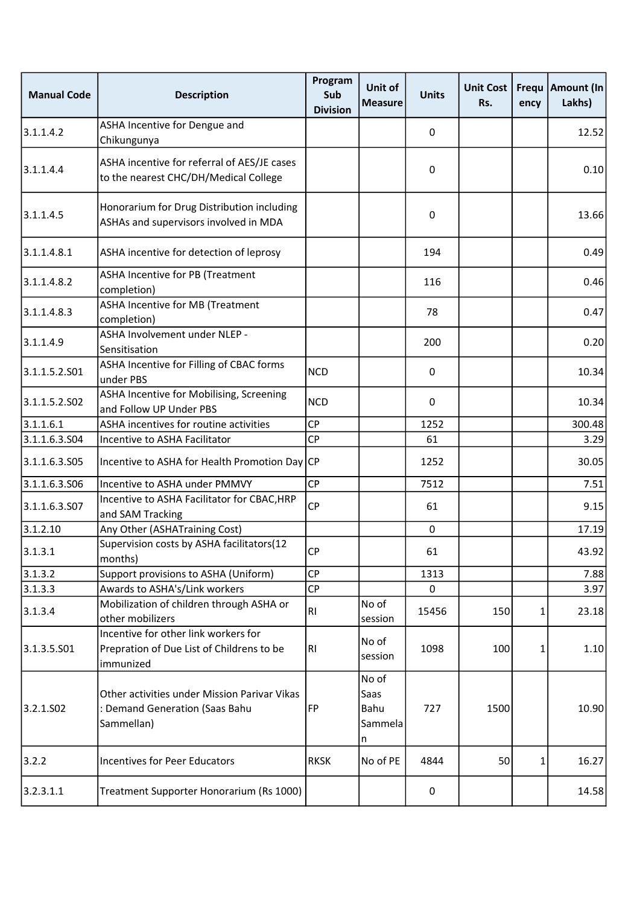| Manual Code | Description | Program Sub Division | Unit of Measure | Units | Unit Cost Rs. | Frequency | Amount (In Lakhs) |
|---|---|---|---|---|---|---|---|
| 3.1.1.4.2 | ASHA Incentive for Dengue and Chikungunya | | | 0 | | | 12.52 |
| 3.1.1.4.4 | ASHA incentive for referral of AES/JE cases to the nearest CHC/DH/Medical College | | | 0 | | | 0.10 |
| 3.1.1.4.5 | Honorarium for Drug Distribution including ASHAs and supervisors involved in MDA | | | 0 | | | 13.66 |
| 3.1.1.4.8.1 | ASHA incentive for detection of leprosy | | | 194 | | | 0.49 |
| 3.1.1.4.8.2 | ASHA Incentive for PB (Treatment completion) | | | 116 | | | 0.46 |
| 3.1.1.4.8.3 | ASHA Incentive for MB (Treatment completion) | | | 78 | | | 0.47 |
| 3.1.1.4.9 | ASHA Involvement under NLEP - Sensitisation | | | 200 | | | 0.20 |
| 3.1.1.5.2.S01 | ASHA Incentive for Filling of CBAC forms under PBS | NCD | | 0 | | | 10.34 |
| 3.1.1.5.2.S02 | ASHA Incentive for Mobilising, Screening and Follow UP Under PBS | NCD | | 0 | | | 10.34 |
| 3.1.1.6.1 | ASHA incentives for routine activities | CP | | 1252 | | | 300.48 |
| 3.1.1.6.3.S04 | Incentive to ASHA Facilitator | CP | | 61 | | | 3.29 |
| 3.1.1.6.3.S05 | Incentive to ASHA for Health Promotion Day | CP | | 1252 | | | 30.05 |
| 3.1.1.6.3.S06 | Incentive to ASHA under PMMVY | CP | | 7512 | | | 7.51 |
| 3.1.1.6.3.S07 | Incentive to ASHA Facilitator for CBAC,HRP and SAM Tracking | CP | | 61 | | | 9.15 |
| 3.1.2.10 | Any Other (ASHATraining Cost) | | | 0 | | | 17.19 |
| 3.1.3.1 | Supervision costs by ASHA facilitators(12 months) | CP | | 61 | | | 43.92 |
| 3.1.3.2 | Support provisions to ASHA (Uniform) | CP | | 1313 | | | 7.88 |
| 3.1.3.3 | Awards to ASHA's/Link workers | CP | | 0 | | | 3.97 |
| 3.1.3.4 | Mobilization of children through ASHA or other mobilizers | RI | No of session | 15456 | 150 | 1 | 23.18 |
| 3.1.3.5.S01 | Incentive for other link workers for Prepration of Due List of Childrens to be immunized | RI | No of session | 1098 | 100 | 1 | 1.10 |
| 3.2.1.S02 | Other activities under Mission Parivar Vikas : Demand Generation (Saas Bahu Sammellan) | FP | No of Saas Bahu Sammelan | 727 | 1500 | | 10.90 |
| 3.2.2 | Incentives for Peer Educators | RKSK | No of PE | 4844 | 50 | 1 | 16.27 |
| 3.2.3.1.1 | Treatment Supporter Honorarium (Rs 1000) | | | 0 | | | 14.58 |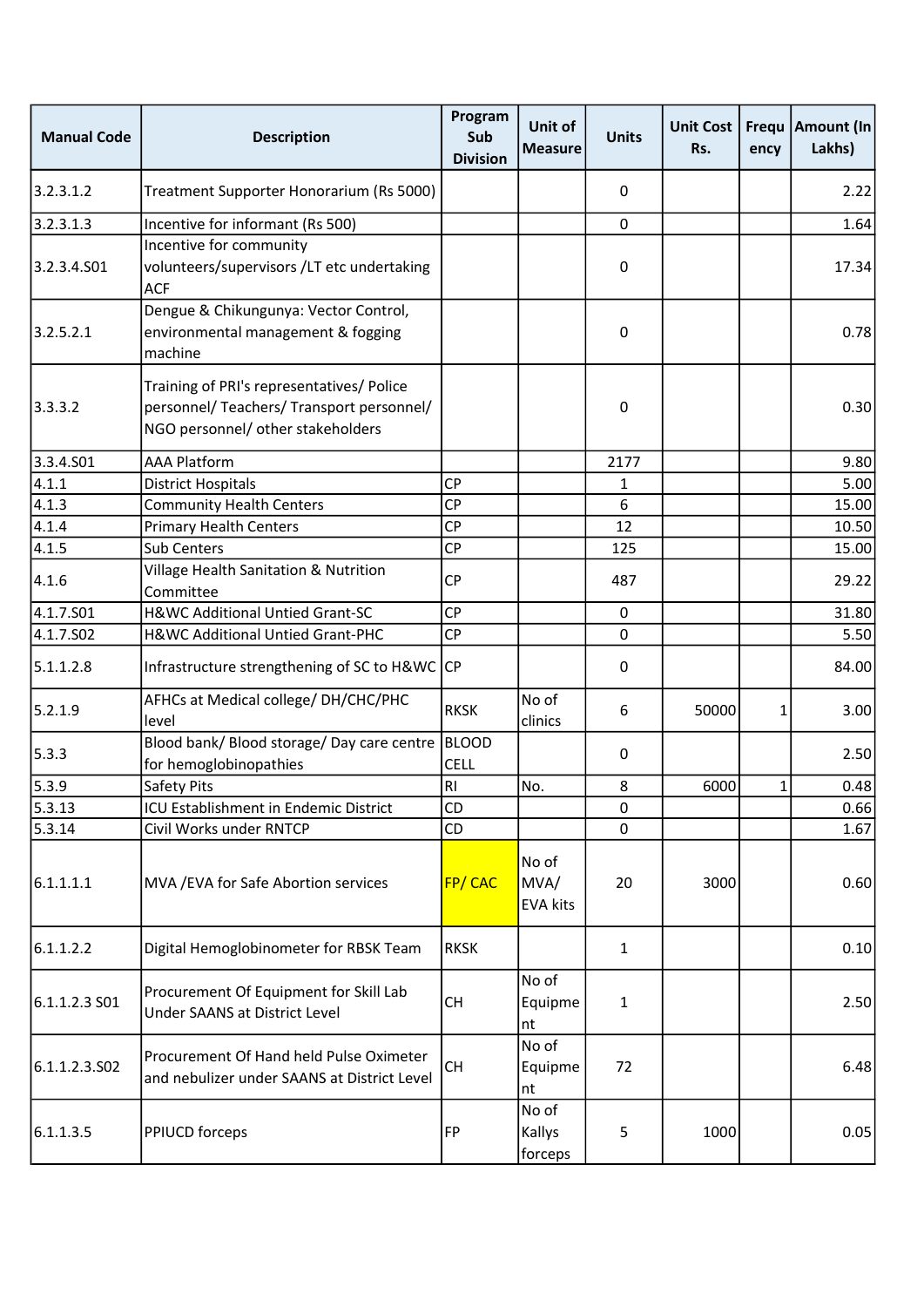| Manual Code | Description | Program Sub Division | Unit of Measure | Units | Unit Cost Rs. | Frequency | Amount (In Lakhs) |
|---|---|---|---|---|---|---|---|
| 3.2.3.1.2 | Treatment Supporter Honorarium (Rs 5000) | | | 0 | | | 2.22 |
| 3.2.3.1.3 | Incentive for informant (Rs 500) | | | 0 | | | 1.64 |
| 3.2.3.4.S01 | Incentive for community volunteers/supervisors /LT etc undertaking ACF | | | 0 | | | 17.34 |
| 3.2.5.2.1 | Dengue & Chikungunya: Vector Control, environmental management & fogging machine | | | 0 | | | 0.78 |
| 3.3.3.2 | Training of PRI's representatives/ Police personnel/ Teachers/ Transport personnel/ NGO personnel/ other stakeholders | | | 0 | | | 0.30 |
| 3.3.4.S01 | AAA Platform | | | 2177 | | | 9.80 |
| 4.1.1 | District Hospitals | CP | | 1 | | | 5.00 |
| 4.1.3 | Community Health Centers | CP | | 6 | | | 15.00 |
| 4.1.4 | Primary Health Centers | CP | | 12 | | | 10.50 |
| 4.1.5 | Sub Centers | CP | | 125 | | | 15.00 |
| 4.1.6 | Village Health Sanitation & Nutrition Committee | CP | | 487 | | | 29.22 |
| 4.1.7.S01 | H&WC Additional Untied Grant-SC | CP | | 0 | | | 31.80 |
| 4.1.7.S02 | H&WC Additional Untied Grant-PHC | CP | | 0 | | | 5.50 |
| 5.1.1.2.8 | Infrastructure strengthening of SC to H&WC | CP | | 0 | | | 84.00 |
| 5.2.1.9 | AFHCs at Medical college/ DH/CHC/PHC level | RKSK | No of clinics | 6 | 50000 | 1 | 3.00 |
| 5.3.3 | Blood bank/ Blood storage/ Day care centre for hemoglobinopathies | BLOOD CELL | | 0 | | | 2.50 |
| 5.3.9 | Safety Pits | RI | No. | 8 | 6000 | 1 | 0.48 |
| 5.3.13 | ICU Establishment in Endemic District | CD | | 0 | | | 0.66 |
| 5.3.14 | Civil Works under RNTCP | CD | | 0 | | | 1.67 |
| 6.1.1.1.1 | MVA /EVA for Safe Abortion services | FP/ CAC | No of MVA/ EVA kits | 20 | 3000 | | 0.60 |
| 6.1.1.2.2 | Digital Hemoglobinometer for RBSK Team | RKSK | | 1 | | | 0.10 |
| 6.1.1.2.3 S01 | Procurement Of Equipment for Skill Lab Under SAANS at District Level | CH | No of Equipment | 1 | | | 2.50 |
| 6.1.1.2.3.S02 | Procurement Of Hand held Pulse Oximeter and nebulizer under SAANS at District Level | CH | No of Equipment | 72 | | | 6.48 |
| 6.1.1.3.5 | PPIUCD forceps | FP | No of Kallys forceps | 5 | 1000 | | 0.05 |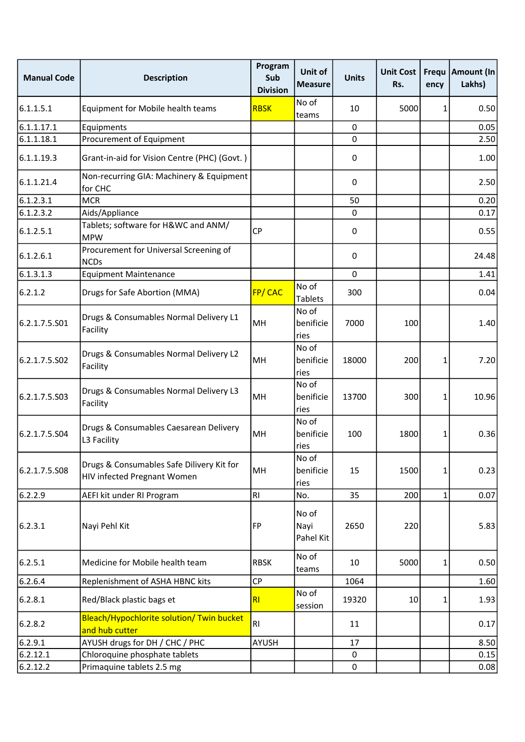| Manual Code | Description | Program Sub Division | Unit of Measure | Units | Unit Cost Rs. | Frequency | Amount (In Lakhs) |
|---|---|---|---|---|---|---|---|
| 6.1.1.5.1 | Equipment for Mobile health teams | RBSK | No of teams | 10 | 5000 | 1 | 0.50 |
| 6.1.1.17.1 | Equipments | | | 0 | | | 0.05 |
| 6.1.1.18.1 | Procurement of Equipment | | | 0 | | | 2.50 |
| 6.1.1.19.3 | Grant-in-aid for Vision Centre (PHC) (Govt. ) | | | 0 | | | 1.00 |
| 6.1.1.21.4 | Non-recurring GIA: Machinery & Equipment for CHC | | | 0 | | | 2.50 |
| 6.1.2.3.1 | MCR | | | 50 | | | 0.20 |
| 6.1.2.3.2 | Aids/Appliance | | | 0 | | | 0.17 |
| 6.1.2.5.1 | Tablets; software for H&WC and ANM/ MPW | CP | | 0 | | | 0.55 |
| 6.1.2.6.1 | Procurement for Universal Screening of NCDs | | | 0 | | | 24.48 |
| 6.1.3.1.3 | Equipment Maintenance | | | 0 | | | 1.41 |
| 6.2.1.2 | Drugs for Safe Abortion (MMA) | FP/ CAC | No of Tablets | 300 | | | 0.04 |
| 6.2.1.7.5.S01 | Drugs & Consumables Normal Delivery L1 Facility | MH | No of benificieries | 7000 | 100 | | 1.40 |
| 6.2.1.7.5.S02 | Drugs & Consumables Normal Delivery L2 Facility | MH | No of benificieries | 18000 | 200 | 1 | 7.20 |
| 6.2.1.7.5.S03 | Drugs & Consumables Normal Delivery L3 Facility | MH | No of benificieries | 13700 | 300 | 1 | 10.96 |
| 6.2.1.7.5.S04 | Drugs & Consumables Caesarean Delivery L3 Facility | MH | No of benificieries | 100 | 1800 | 1 | 0.36 |
| 6.2.1.7.5.S08 | Drugs & Consumables Safe Dilivery Kit for HIV infected Pregnant Women | MH | No of benificieries | 15 | 1500 | 1 | 0.23 |
| 6.2.2.9 | AEFI kit under RI Program | RI | No. | 35 | 200 | 1 | 0.07 |
| 6.2.3.1 | Nayi Pehl Kit | FP | No of Nayi Pahel Kit | 2650 | 220 | | 5.83 |
| 6.2.5.1 | Medicine for Mobile health team | RBSK | No of teams | 10 | 5000 | 1 | 0.50 |
| 6.2.6.4 | Replenishment of ASHA HBNC kits | CP | | 1064 | | | 1.60 |
| 6.2.8.1 | Red/Black plastic bags et | RI | No of session | 19320 | 10 | 1 | 1.93 |
| 6.2.8.2 | Bleach/Hypochlorite solution/ Twin bucket and hub cutter | RI | | 11 | | | 0.17 |
| 6.2.9.1 | AYUSH drugs for DH / CHC / PHC | AYUSH | | 17 | | | 8.50 |
| 6.2.12.1 | Chloroquine phosphate tablets | | | 0 | | | 0.15 |
| 6.2.12.2 | Primaquine tablets 2.5 mg | | | 0 | | | 0.08 |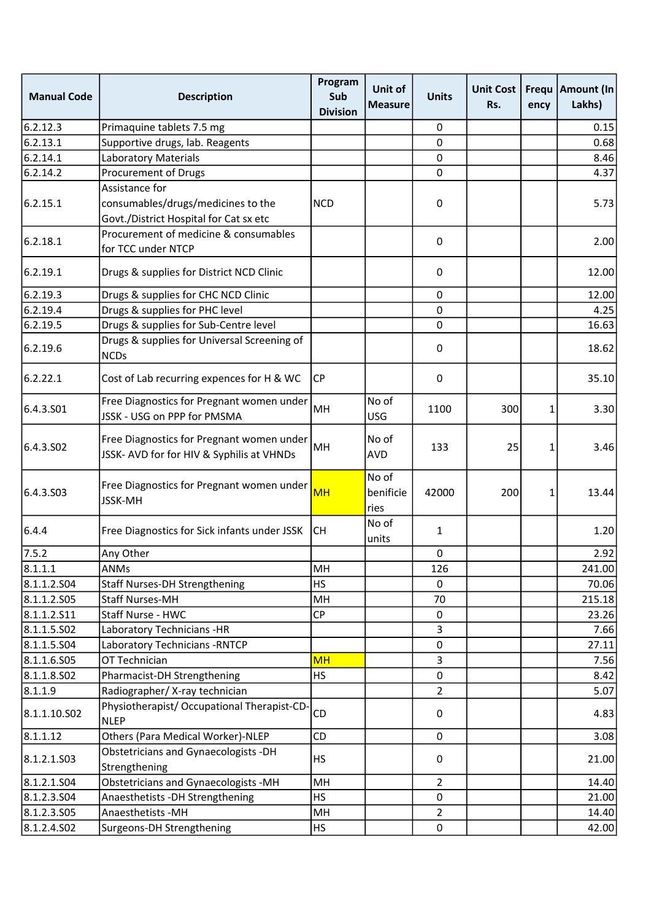| Manual Code | Description | Program Sub Division | Unit of Measure | Units | Unit Cost Rs. | Frequency | Amount (In Lakhs) |
|---|---|---|---|---|---|---|---|
| 6.2.12.3 | Primaquine tablets 7.5 mg | | | 0 | | | 0.15 |
| 6.2.13.1 | Supportive drugs, lab. Reagents | | | 0 | | | 0.68 |
| 6.2.14.1 | Laboratory Materials | | | 0 | | | 8.46 |
| 6.2.14.2 | Procurement of Drugs | | | 0 | | | 4.37 |
| 6.2.15.1 | Assistance for consumables/drugs/medicines to the Govt./District Hospital for Cat sx etc | NCD | | 0 | | | 5.73 |
| 6.2.18.1 | Procurement of medicine & consumables for TCC under NTCP | | | 0 | | | 2.00 |
| 6.2.19.1 | Drugs & supplies for District NCD Clinic | | | 0 | | | 12.00 |
| 6.2.19.3 | Drugs & supplies for CHC NCD Clinic | | | 0 | | | 12.00 |
| 6.2.19.4 | Drugs & supplies for PHC level | | | 0 | | | 4.25 |
| 6.2.19.5 | Drugs & supplies for Sub-Centre level | | | 0 | | | 16.63 |
| 6.2.19.6 | Drugs & supplies for Universal Screening of NCDs | | | 0 | | | 18.62 |
| 6.2.22.1 | Cost of Lab recurring expences for H & WC | CP | | 0 | | | 35.10 |
| 6.4.3.S01 | Free Diagnostics for Pregnant women under JSSK - USG on PPP for PMSMA | MH | No of USG | 1100 | 300 | 1 | 3.30 |
| 6.4.3.S02 | Free Diagnostics for Pregnant women under JSSK- AVD for for HIV & Syphilis at VHNDs | MH | No of AVD | 133 | 25 | 1 | 3.46 |
| 6.4.3.S03 | Free Diagnostics for Pregnant women under JSSK-MH | MH | No of benificie ries | 42000 | 200 | 1 | 13.44 |
| 6.4.4 | Free Diagnostics for Sick infants under JSSK | CH | No of units | 1 | | | 1.20 |
| 7.5.2 | Any Other | | | 0 | | | 2.92 |
| 8.1.1.1 | ANMs | MH | | 126 | | | 241.00 |
| 8.1.1.2.S04 | Staff Nurses-DH Strengthening | HS | | 0 | | | 70.06 |
| 8.1.1.2.S05 | Staff Nurses-MH | MH | | 70 | | | 215.18 |
| 8.1.1.2.S11 | Staff Nurse - HWC | CP | | 0 | | | 23.26 |
| 8.1.1.5.S02 | Laboratory Technicians -HR | | | 3 | | | 7.66 |
| 8.1.1.5.S04 | Laboratory Technicians -RNTCP | | | 0 | | | 27.11 |
| 8.1.1.6.S05 | OT Technician | MH | | 3 | | | 7.56 |
| 8.1.1.8.S02 | Pharmacist-DH Strengthening | HS | | 0 | | | 8.42 |
| 8.1.1.9 | Radiographer/ X-ray technician | | | 2 | | | 5.07 |
| 8.1.1.10.S02 | Physiotherapist/ Occupational Therapist-CD-NLEP | CD | | 0 | | | 4.83 |
| 8.1.1.12 | Others (Para Medical Worker)-NLEP | CD | | 0 | | | 3.08 |
| 8.1.2.1.S03 | Obstetricians and Gynaecologists -DH Strengthening | HS | | 0 | | | 21.00 |
| 8.1.2.1.S04 | Obstetricians and Gynaecologists -MH | MH | | 2 | | | 14.40 |
| 8.1.2.3.S04 | Anaesthetists -DH Strengthening | HS | | 0 | | | 21.00 |
| 8.1.2.3.S05 | Anaesthetists -MH | MH | | 2 | | | 14.40 |
| 8.1.2.4.S02 | Surgeons-DH Strengthening | HS | | 0 | | | 42.00 |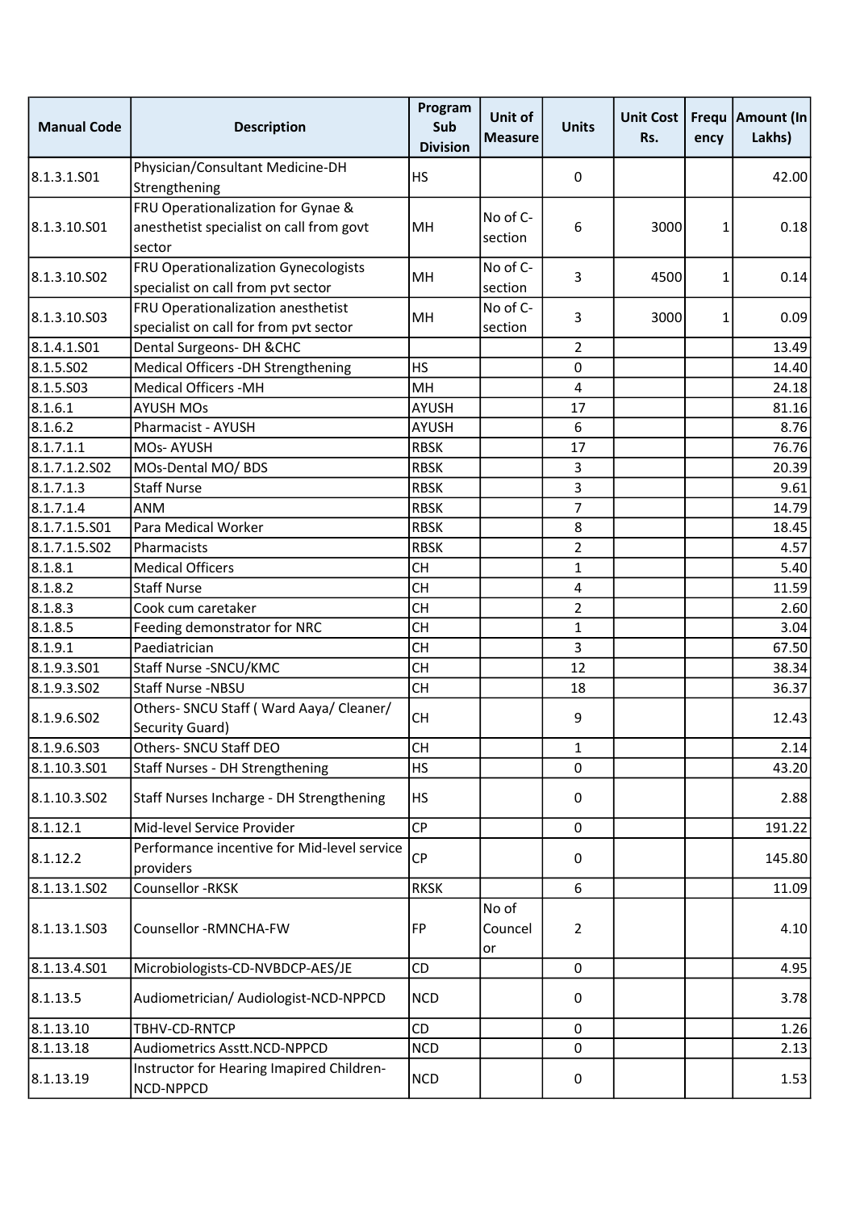| Manual Code | Description | Program Sub Division | Unit of Measure | Units | Unit Cost Rs. | Frequency | Amount (In Lakhs) |
|---|---|---|---|---|---|---|---|
| 8.1.3.1.S01 | Physician/Consultant Medicine-DH Strengthening | HS | | 0 | | | 42.00 |
| 8.1.3.10.S01 | FRU Operationalization for Gynae & anesthetist specialist on call from govt sector | MH | No of C-section | 6 | 3000 | 1 | 0.18 |
| 8.1.3.10.S02 | FRU Operationalization Gynecologists specialist on call from pvt sector | MH | No of C-section | 3 | 4500 | 1 | 0.14 |
| 8.1.3.10.S03 | FRU Operationalization anesthetist specialist on call for from pvt sector | MH | No of C-section | 3 | 3000 | 1 | 0.09 |
| 8.1.4.1.S01 | Dental Surgeons- DH &CHC | | | 2 | | | 13.49 |
| 8.1.5.S02 | Medical Officers -DH Strengthening | HS | | 0 | | | 14.40 |
| 8.1.5.S03 | Medical Officers -MH | MH | | 4 | | | 24.18 |
| 8.1.6.1 | AYUSH MOs | AYUSH | | 17 | | | 81.16 |
| 8.1.6.2 | Pharmacist - AYUSH | AYUSH | | 6 | | | 8.76 |
| 8.1.7.1.1 | MOs- AYUSH | RBSK | | 17 | | | 76.76 |
| 8.1.7.1.2.S02 | MOs-Dental MO/ BDS | RBSK | | 3 | | | 20.39 |
| 8.1.7.1.3 | Staff Nurse | RBSK | | 3 | | | 9.61 |
| 8.1.7.1.4 | ANM | RBSK | | 7 | | | 14.79 |
| 8.1.7.1.5.S01 | Para Medical Worker | RBSK | | 8 | | | 18.45 |
| 8.1.7.1.5.S02 | Pharmacists | RBSK | | 2 | | | 4.57 |
| 8.1.8.1 | Medical Officers | CH | | 1 | | | 5.40 |
| 8.1.8.2 | Staff Nurse | CH | | 4 | | | 11.59 |
| 8.1.8.3 | Cook cum caretaker | CH | | 2 | | | 2.60 |
| 8.1.8.5 | Feeding demonstrator for NRC | CH | | 1 | | | 3.04 |
| 8.1.9.1 | Paediatrician | CH | | 3 | | | 67.50 |
| 8.1.9.3.S01 | Staff Nurse -SNCU/KMC | CH | | 12 | | | 38.34 |
| 8.1.9.3.S02 | Staff Nurse -NBSU | CH | | 18 | | | 36.37 |
| 8.1.9.6.S02 | Others- SNCU Staff ( Ward Aaya/ Cleaner/ Security Guard) | CH | | 9 | | | 12.43 |
| 8.1.9.6.S03 | Others- SNCU Staff DEO | CH | | 1 | | | 2.14 |
| 8.1.10.3.S01 | Staff Nurses - DH Strengthening | HS | | 0 | | | 43.20 |
| 8.1.10.3.S02 | Staff Nurses Incharge - DH Strengthening | HS | | 0 | | | 2.88 |
| 8.1.12.1 | Mid-level Service Provider | CP | | 0 | | | 191.22 |
| 8.1.12.2 | Performance incentive for Mid-level service providers | CP | | 0 | | | 145.80 |
| 8.1.13.1.S02 | Counsellor -RKSK | RKSK | | 6 | | | 11.09 |
| 8.1.13.1.S03 | Counsellor -RMNCHA-FW | FP | No of Councelor | 2 | | | 4.10 |
| 8.1.13.4.S01 | Microbiologists-CD-NVBDCP-AES/JE | CD | | 0 | | | 4.95 |
| 8.1.13.5 | Audiometrician/ Audiologist-NCD-NPPCD | NCD | | 0 | | | 3.78 |
| 8.1.13.10 | TBHV-CD-RNTCP | CD | | 0 | | | 1.26 |
| 8.1.13.18 | Audiometrics Asstt.NCD-NPPCD | NCD | | 0 | | | 2.13 |
| 8.1.13.19 | Instructor for Hearing Imapired Children-NCD-NPPCD | NCD | | 0 | | | 1.53 |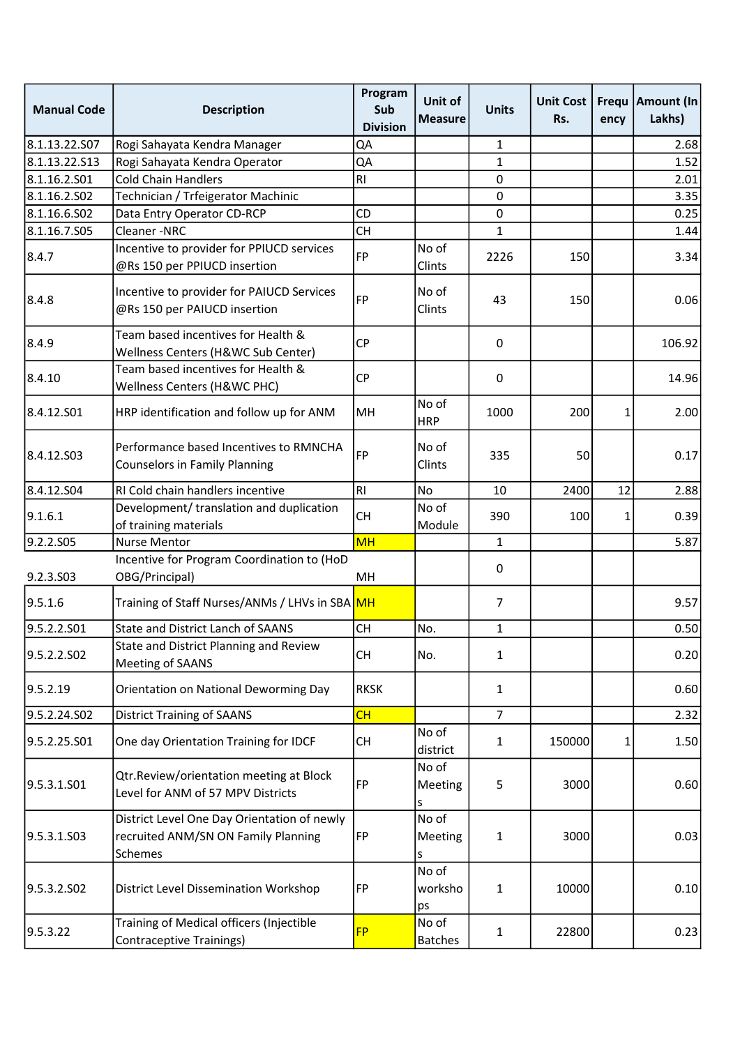| Manual Code | Description | Program Sub Division | Unit of Measure | Units | Unit Cost Rs. | Frequency | Amount (In Lakhs) |
|---|---|---|---|---|---|---|---|
| 8.1.13.22.S07 | Rogi Sahayata Kendra Manager | QA | | 1 | | | 2.68 |
| 8.1.13.22.S13 | Rogi Sahayata Kendra Operator | QA | | 1 | | | 1.52 |
| 8.1.16.2.S01 | Cold Chain Handlers | RI | | 0 | | | 2.01 |
| 8.1.16.2.S02 | Technician / Trfeigerator Machinic | | | 0 | | | 3.35 |
| 8.1.16.6.S02 | Data Entry Operator CD-RCP | CD | | 0 | | | 0.25 |
| 8.1.16.7.S05 | Cleaner -NRC | CH | | 1 | | | 1.44 |
| 8.4.7 | Incentive to provider for PPIUCD services @Rs 150 per PPIUCD insertion | FP | No of Clints | 2226 | 150 | | 3.34 |
| 8.4.8 | Incentive to provider for PAIUCD Services @Rs 150 per PAIUCD insertion | FP | No of Clints | 43 | 150 | | 0.06 |
| 8.4.9 | Team based incentives for Health & Wellness Centers (H&WC Sub Center) | CP | | 0 | | | 106.92 |
| 8.4.10 | Team based incentives for Health & Wellness Centers (H&WC PHC) | CP | | 0 | | | 14.96 |
| 8.4.12.S01 | HRP identification and follow up for ANM | MH | No of HRP | 1000 | 200 | 1 | 2.00 |
| 8.4.12.S03 | Performance based Incentives to RMNCHA Counselors in Family Planning | FP | No of Clints | 335 | 50 | | 0.17 |
| 8.4.12.S04 | RI Cold chain handlers incentive | RI | No | 10 | 2400 | 12 | 2.88 |
| 9.1.6.1 | Development/ translation and duplication of training materials | CH | No of Module | 390 | 100 | 1 | 0.39 |
| 9.2.2.S05 | Nurse Mentor | MH | | 1 | | | 5.87 |
| 9.2.3.S03 | Incentive for Program Coordination to (HoD OBG/Principal) | MH | | 0 | | | |
| 9.5.1.6 | Training of Staff Nurses/ANMs / LHVs in SBA | MH | | 7 | | | 9.57 |
| 9.5.2.2.S01 | State and District Lanch of SAANS | CH | No. | 1 | | | 0.50 |
| 9.5.2.2.S02 | State and District Planning and Review Meeting of SAANS | CH | No. | 1 | | | 0.20 |
| 9.5.2.19 | Orientation on National Deworming Day | RKSK | | 1 | | | 0.60 |
| 9.5.2.24.S02 | District Training of SAANS | CH | | 7 | | | 2.32 |
| 9.5.2.25.S01 | One day Orientation Training for IDCF | CH | No of district | 1 | 150000 | 1 | 1.50 |
| 9.5.3.1.S01 | Qtr.Review/orientation meeting at Block Level for ANM of 57 MPV Districts | FP | No of Meetings | 5 | 3000 | | 0.60 |
| 9.5.3.1.S03 | District Level One Day Orientation of newly recruited ANM/SN ON Family Planning Schemes | FP | No of Meetings | 1 | 3000 | | 0.03 |
| 9.5.3.2.S02 | District Level Dissemination Workshop | FP | No of workshops | 1 | 10000 | | 0.10 |
| 9.5.3.22 | Training of Medical officers (Injectible Contraceptive Trainings) | FP | No of Batches | 1 | 22800 | | 0.23 |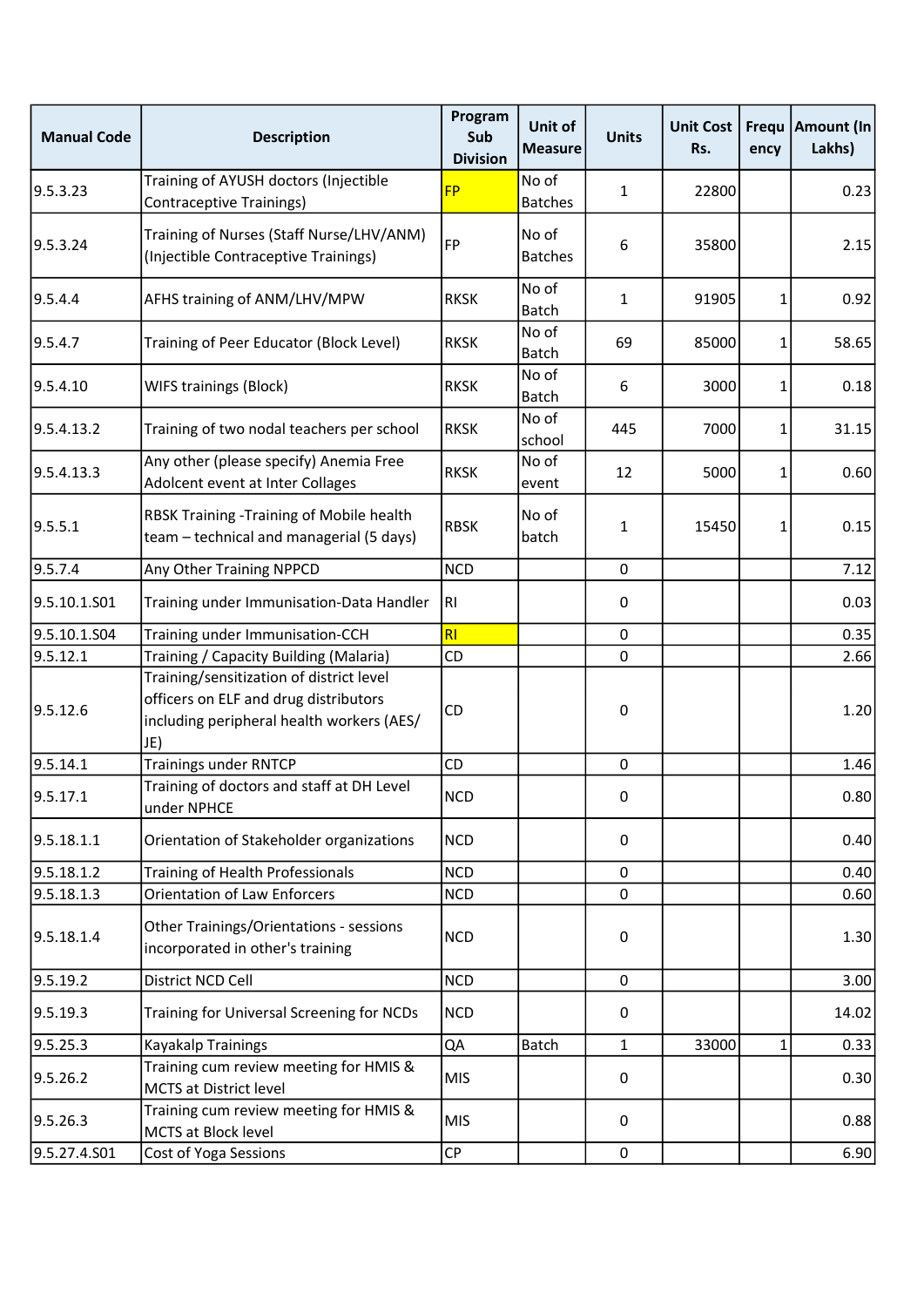| Manual Code | Description | Program Sub Division | Unit of Measure | Units | Unit Cost Rs. | Frequency | Amount (In Lakhs) |
|---|---|---|---|---|---|---|---|
| 9.5.3.23 | Training of AYUSH doctors (Injectible Contraceptive Trainings) | FP | No of Batches | 1 | 22800 | | 0.23 |
| 9.5.3.24 | Training of Nurses (Staff Nurse/LHV/ANM) (Injectible Contraceptive Trainings) | FP | No of Batches | 6 | 35800 | | 2.15 |
| 9.5.4.4 | AFHS training of ANM/LHV/MPW | RKSK | No of Batch | 1 | 91905 | 1 | 0.92 |
| 9.5.4.7 | Training of Peer Educator (Block Level) | RKSK | No of Batch | 69 | 85000 | 1 | 58.65 |
| 9.5.4.10 | WIFS trainings (Block) | RKSK | No of Batch | 6 | 3000 | 1 | 0.18 |
| 9.5.4.13.2 | Training of two nodal teachers per school | RKSK | No of school | 445 | 7000 | 1 | 31.15 |
| 9.5.4.13.3 | Any other (please specify) Anemia Free Adolcent event at Inter Collages | RKSK | No of event | 12 | 5000 | 1 | 0.60 |
| 9.5.5.1 | RBSK Training -Training of Mobile health team – technical and managerial (5 days) | RBSK | No of batch | 1 | 15450 | 1 | 0.15 |
| 9.5.7.4 | Any Other Training NPPCD | NCD | | 0 | | | 7.12 |
| 9.5.10.1.S01 | Training under Immunisation-Data Handler | RI | | 0 | | | 0.03 |
| 9.5.10.1.S04 | Training under Immunisation-CCH | RI | | 0 | | | 0.35 |
| 9.5.12.1 | Training / Capacity Building (Malaria) | CD | | 0 | | | 2.66 |
| 9.5.12.6 | Training/sensitization of district level officers on ELF and drug distributors including peripheral health workers (AES/ JE) | CD | | 0 | | | 1.20 |
| 9.5.14.1 | Trainings under RNTCP | CD | | 0 | | | 1.46 |
| 9.5.17.1 | Training of doctors and staff at DH Level under NPHCE | NCD | | 0 | | | 0.80 |
| 9.5.18.1.1 | Orientation of Stakeholder organizations | NCD | | 0 | | | 0.40 |
| 9.5.18.1.2 | Training of Health Professionals | NCD | | 0 | | | 0.40 |
| 9.5.18.1.3 | Orientation of Law Enforcers | NCD | | 0 | | | 0.60 |
| 9.5.18.1.4 | Other Trainings/Orientations - sessions incorporated in other's training | NCD | | 0 | | | 1.30 |
| 9.5.19.2 | District NCD Cell | NCD | | 0 | | | 3.00 |
| 9.5.19.3 | Training for Universal Screening for NCDs | NCD | | 0 | | | 14.02 |
| 9.5.25.3 | Kayakalp Trainings | QA | Batch | 1 | 33000 | 1 | 0.33 |
| 9.5.26.2 | Training cum review meeting for HMIS & MCTS at District level | MIS | | 0 | | | 0.30 |
| 9.5.26.3 | Training cum review meeting for HMIS & MCTS at Block level | MIS | | 0 | | | 0.88 |
| 9.5.27.4.S01 | Cost of Yoga Sessions | CP | | 0 | | | 6.90 |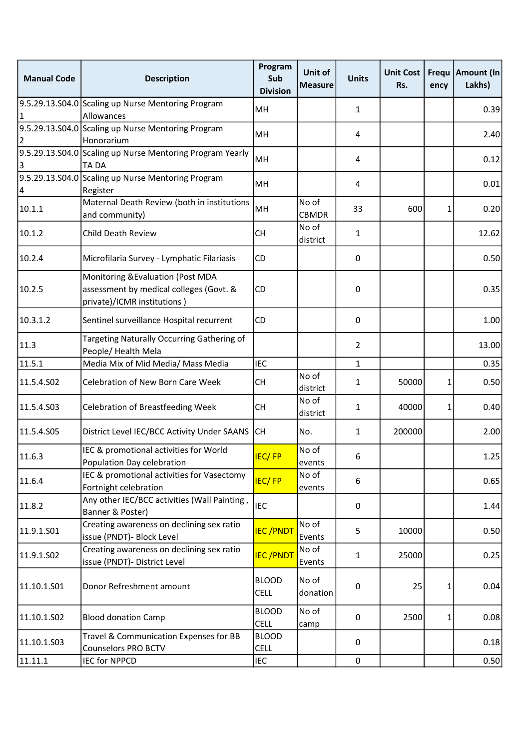| Manual Code | Description | Program Sub Division | Unit of Measure | Units | Unit Cost Rs. | Frequency | Amount (In Lakhs) |
|---|---|---|---|---|---|---|---|
| 9.5.29.13.S04.01 | Scaling up Nurse Mentoring Program Allowances | MH | | 1 | | | 0.39 |
| 9.5.29.13.S04.02 | Scaling up Nurse Mentoring Program Honorarium | MH | | 4 | | | 2.40 |
| 9.5.29.13.S04.03 | Scaling up Nurse Mentoring Program Yearly TA DA | MH | | 4 | | | 0.12 |
| 9.5.29.13.S04.04 | Scaling up Nurse Mentoring Program Register | MH | | 4 | | | 0.01 |
| 10.1.1 | Maternal Death Review (both in institutions and community) | MH | No of CBMDR | 33 | 600 | 1 | 0.20 |
| 10.1.2 | Child Death Review | CH | No of district | 1 | | | 12.62 |
| 10.2.4 | Microfilaria Survey - Lymphatic Filariasis | CD | | 0 | | | 0.50 |
| 10.2.5 | Monitoring &Evaluation (Post MDA assessment by medical colleges (Govt. & private)/ICMR institutions ) | CD | | 0 | | | 0.35 |
| 10.3.1.2 | Sentinel surveillance Hospital recurrent | CD | | 0 | | | 1.00 |
| 11.3 | Targeting Naturally Occurring Gathering of People/ Health Mela | | | 2 | | | 13.00 |
| 11.5.1 | Media Mix of Mid Media/ Mass Media | IEC | | 1 | | | 0.35 |
| 11.5.4.S02 | Celebration of New Born Care Week | CH | No of district | 1 | 50000 | 1 | 0.50 |
| 11.5.4.S03 | Celebration of Breastfeeding Week | CH | No of district | 1 | 40000 | 1 | 0.40 |
| 11.5.4.S05 | District Level IEC/BCC Activity Under SAANS | CH | No. | 1 | 200000 | | 2.00 |
| 11.6.3 | IEC & promotional activities for World Population Day celebration | IEC/ FP | No of events | 6 | | | 1.25 |
| 11.6.4 | IEC & promotional activities for Vasectomy Fortnight celebration | IEC/ FP | No of events | 6 | | | 0.65 |
| 11.8.2 | Any other IEC/BCC activities (Wall Painting , Banner & Poster) | IEC | | 0 | | | 1.44 |
| 11.9.1.S01 | Creating awareness on declining sex ratio issue (PNDT)- Block Level | IEC /PNDT | No of Events | 5 | 10000 | | 0.50 |
| 11.9.1.S02 | Creating awareness on declining sex ratio issue (PNDT)- District Level | IEC /PNDT | No of Events | 1 | 25000 | | 0.25 |
| 11.10.1.S01 | Donor Refreshment amount | BLOOD CELL | No of donation | 0 | 25 | 1 | 0.04 |
| 11.10.1.S02 | Blood donation Camp | BLOOD CELL | No of camp | 0 | 2500 | 1 | 0.08 |
| 11.10.1.S03 | Travel & Communication Expenses for BB Counselors PRO BCTV | BLOOD CELL | | 0 | | | 0.18 |
| 11.11.1 | IEC for NPPCD | IEC | | 0 | | | 0.50 |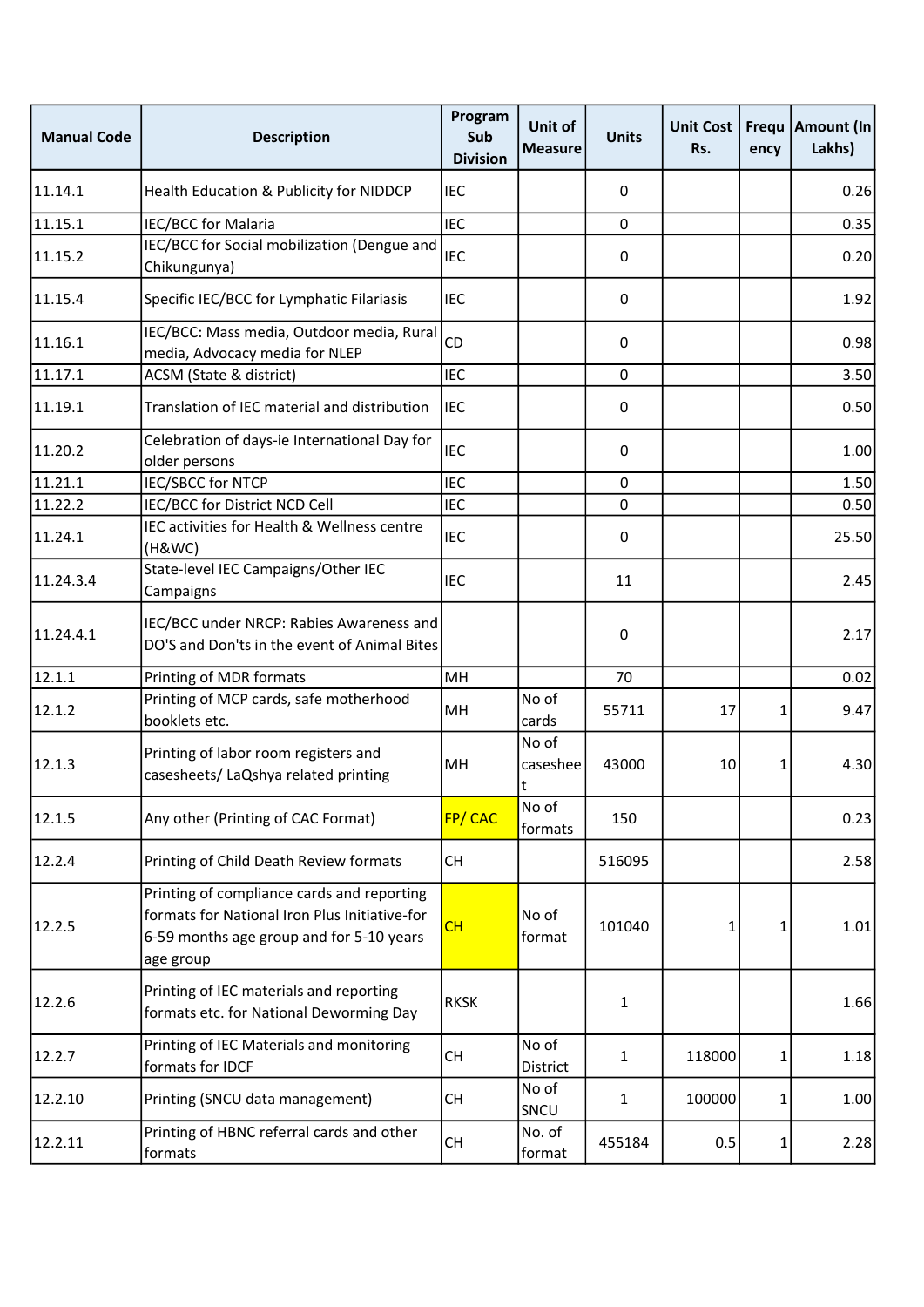| Manual Code | Description | Program Sub Division | Unit of Measure | Units | Unit Cost Rs. | Frequency | Amount (In Lakhs) |
|---|---|---|---|---|---|---|---|
| 11.14.1 | Health Education & Publicity for NIDDCP | IEC | | 0 | | | 0.26 |
| 11.15.1 | IEC/BCC for Malaria | IEC | | 0 | | | 0.35 |
| 11.15.2 | IEC/BCC for Social mobilization (Dengue and Chikungunya) | IEC | | 0 | | | 0.20 |
| 11.15.4 | Specific IEC/BCC for Lymphatic Filariasis | IEC | | 0 | | | 1.92 |
| 11.16.1 | IEC/BCC: Mass media, Outdoor media, Rural media, Advocacy media for NLEP | CD | | 0 | | | 0.98 |
| 11.17.1 | ACSM (State & district) | IEC | | 0 | | | 3.50 |
| 11.19.1 | Translation of IEC material and distribution | IEC | | 0 | | | 0.50 |
| 11.20.2 | Celebration of days-ie International Day for older persons | IEC | | 0 | | | 1.00 |
| 11.21.1 | IEC/SBCC for NTCP | IEC | | 0 | | | 1.50 |
| 11.22.2 | IEC/BCC for District NCD Cell | IEC | | 0 | | | 0.50 |
| 11.24.1 | IEC activities for Health & Wellness centre (H&WC) | IEC | | 0 | | | 25.50 |
| 11.24.3.4 | State-level IEC Campaigns/Other IEC Campaigns | IEC | | 11 | | | 2.45 |
| 11.24.4.1 | IEC/BCC under NRCP: Rabies Awareness and DO'S and Don'ts in the event of Animal Bites | | | 0 | | | 2.17 |
| 12.1.1 | Printing of MDR formats | MH | | 70 | | | 0.02 |
| 12.1.2 | Printing of MCP cards, safe motherhood booklets etc. | MH | No of cards | 55711 | 17 | 1 | 9.47 |
| 12.1.3 | Printing of labor room registers and casesheets/ LaQshya related printing | MH | No of casesheet | 43000 | 10 | 1 | 4.30 |
| 12.1.5 | Any other (Printing of CAC Format) | FP/ CAC | No of formats | 150 | | | 0.23 |
| 12.2.4 | Printing of Child Death Review formats | CH | | 516095 | | | 2.58 |
| 12.2.5 | Printing of compliance cards and reporting formats for National Iron Plus Initiative-for 6-59 months age group and for 5-10 years age group | CH | No of format | 101040 | 1 | 1 | 1.01 |
| 12.2.6 | Printing of IEC materials and reporting formats etc. for National Deworming Day | RKSK | | 1 | | | 1.66 |
| 12.2.7 | Printing of IEC Materials and monitoring formats for IDCF | CH | No of District | 1 | 118000 | 1 | 1.18 |
| 12.2.10 | Printing (SNCU data management) | CH | No of SNCU | 1 | 100000 | 1 | 1.00 |
| 12.2.11 | Printing of HBNC referral cards and other formats | CH | No. of format | 455184 | 0.5 | 1 | 2.28 |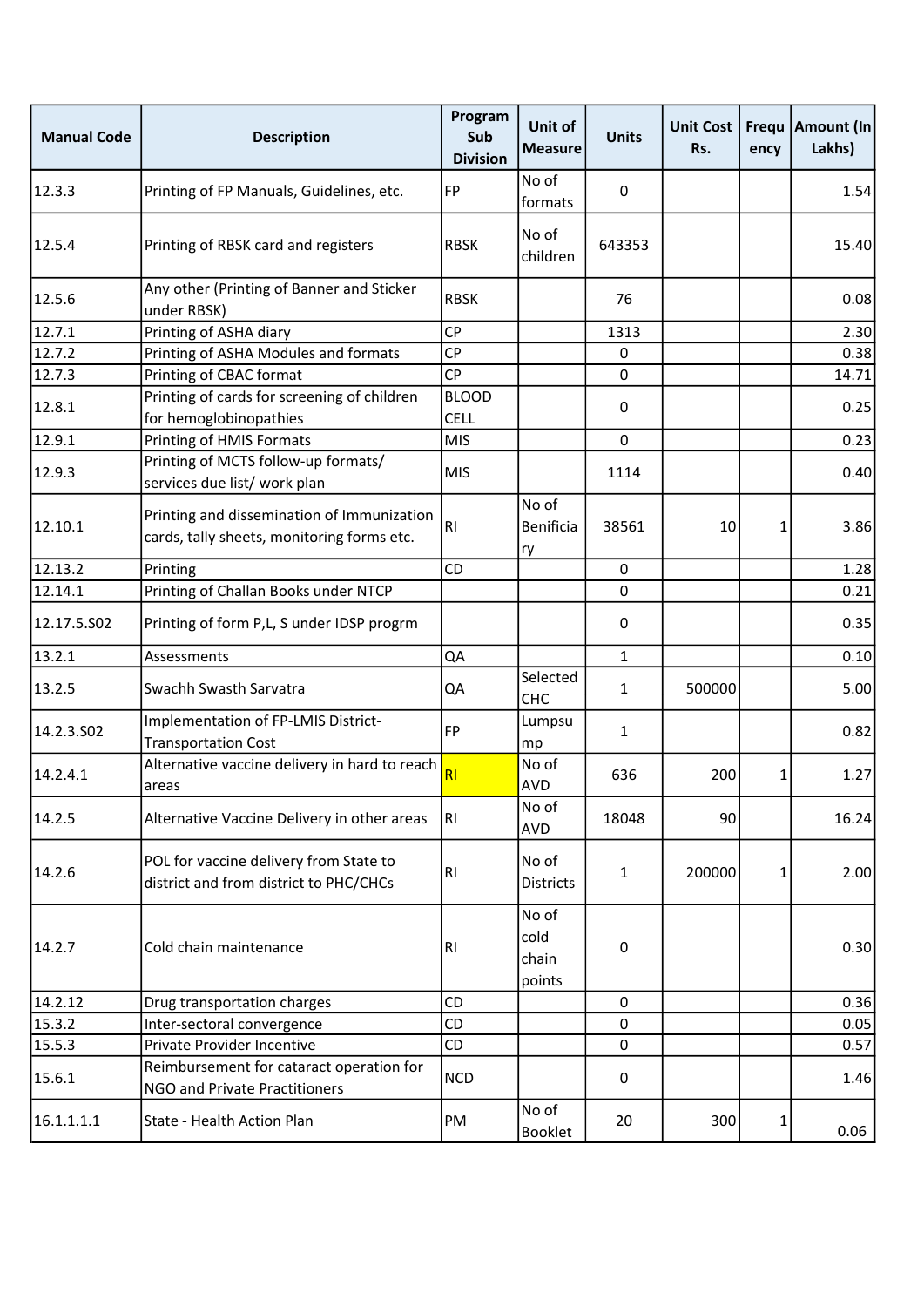| Manual Code | Description | Program Sub Division | Unit of Measure | Units | Unit Cost Rs. | Frequency | Amount (In Lakhs) |
|---|---|---|---|---|---|---|---|
| 12.3.3 | Printing of FP Manuals, Guidelines, etc. | FP | No of formats | 0 | | | 1.54 |
| 12.5.4 | Printing of RBSK card and registers | RBSK | No of children | 643353 | | | 15.40 |
| 12.5.6 | Any other (Printing of Banner and Sticker under RBSK) | RBSK | | 76 | | | 0.08 |
| 12.7.1 | Printing of ASHA diary | CP | | 1313 | | | 2.30 |
| 12.7.2 | Printing of ASHA Modules and formats | CP | | 0 | | | 0.38 |
| 12.7.3 | Printing of CBAC format | CP | | 0 | | | 14.71 |
| 12.8.1 | Printing of cards for screening of children for hemoglobinopathies | BLOOD CELL | | 0 | | | 0.25 |
| 12.9.1 | Printing of HMIS Formats | MIS | | 0 | | | 0.23 |
| 12.9.3 | Printing of MCTS follow-up formats/ services due list/ work plan | MIS | | 1114 | | | 0.40 |
| 12.10.1 | Printing and dissemination of Immunization cards, tally sheets, monitoring forms etc. | RI | No of Beneficiary | 38561 | 10 | 1 | 3.86 |
| 12.13.2 | Printing | CD | | 0 | | | 1.28 |
| 12.14.1 | Printing of Challan Books under NTCP | | | 0 | | | 0.21 |
| 12.17.5.S02 | Printing of form P,L, S under IDSP progrm | | | 0 | | | 0.35 |
| 13.2.1 | Assessments | QA | | 1 | | | 0.10 |
| 13.2.5 | Swachh Swasth Sarvatra | QA | Selected CHC | 1 | 500000 | | 5.00 |
| 14.2.3.S02 | Implementation of FP-LMIS District-Transportation Cost | FP | Lumpsum | 1 | | | 0.82 |
| 14.2.4.1 | Alternative vaccine delivery in hard to reach areas | RI | No of AVD | 636 | 200 | 1 | 1.27 |
| 14.2.5 | Alternative Vaccine Delivery in other areas | RI | No of AVD | 18048 | 90 | | 16.24 |
| 14.2.6 | POL for vaccine delivery from State to district and from district to PHC/CHCs | RI | No of Districts | 1 | 200000 | 1 | 2.00 |
| 14.2.7 | Cold chain maintenance | RI | No of cold chain points | 0 | | | 0.30 |
| 14.2.12 | Drug transportation charges | CD | | 0 | | | 0.36 |
| 15.3.2 | Inter-sectoral convergence | CD | | 0 | | | 0.05 |
| 15.5.3 | Private Provider Incentive | CD | | 0 | | | 0.57 |
| 15.6.1 | Reimbursement for cataract operation for NGO and Private Practitioners | NCD | | 0 | | | 1.46 |
| 16.1.1.1.1 | State - Health Action Plan | PM | No of Booklet | 20 | 300 | 1 | 0.06 |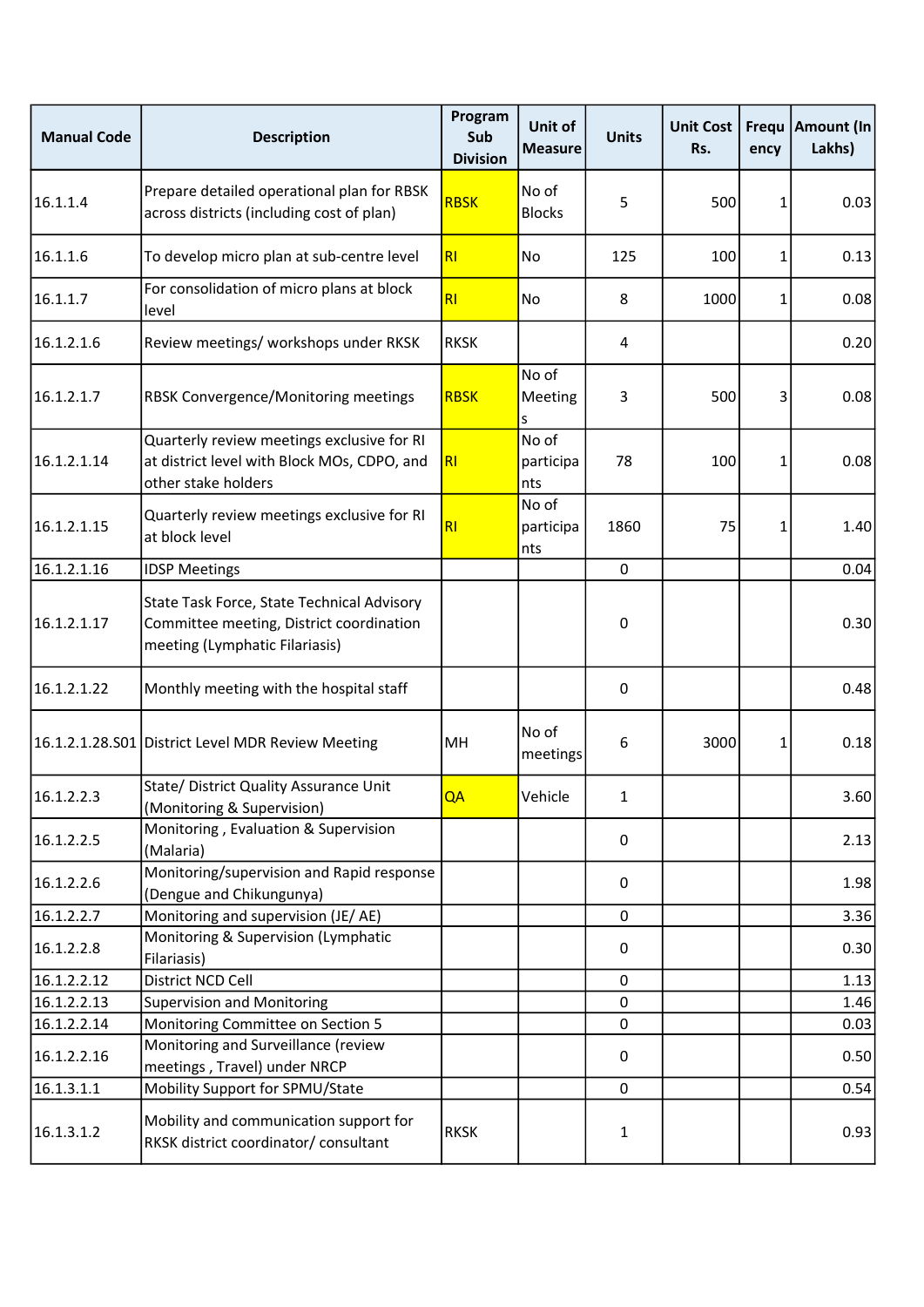| Manual Code | Description | Program Sub Division | Unit of Measure | Units | Unit Cost Rs. | Frequ ency | Amount (In Lakhs) |
|---|---|---|---|---|---|---|---|
| 16.1.1.4 | Prepare detailed operational plan for RBSK across districts (including cost of plan) | RBSK | No of Blocks | 5 | 500 | 1 | 0.03 |
| 16.1.1.6 | To develop micro plan at sub-centre level | RI | No | 125 | 100 | 1 | 0.13 |
| 16.1.1.7 | For consolidation of micro plans at block level | RI | No | 8 | 1000 | 1 | 0.08 |
| 16.1.2.1.6 | Review meetings/ workshops under RKSK | RKSK | | 4 | | | 0.20 |
| 16.1.2.1.7 | RBSK Convergence/Monitoring meetings | RBSK | No of Meetings | 3 | 500 | 3 | 0.08 |
| 16.1.2.1.14 | Quarterly review meetings exclusive for RI at district level with Block MOs, CDPO, and other stake holders | RI | No of participants | 78 | 100 | 1 | 0.08 |
| 16.1.2.1.15 | Quarterly review meetings exclusive for RI at block level | RI | No of participants | 1860 | 75 | 1 | 1.40 |
| 16.1.2.1.16 | IDSP Meetings | | | 0 | | | 0.04 |
| 16.1.2.1.17 | State Task Force, State Technical Advisory Committee meeting, District coordination meeting (Lymphatic Filariasis) | | | 0 | | | 0.30 |
| 16.1.2.1.22 | Monthly meeting with the hospital staff | | | 0 | | | 0.48 |
| 16.1.2.1.28.S01 | District Level MDR Review Meeting | MH | No of meetings | 6 | 3000 | 1 | 0.18 |
| 16.1.2.2.3 | State/ District Quality Assurance Unit (Monitoring & Supervision) | QA | Vehicle | 1 | | | 3.60 |
| 16.1.2.2.5 | Monitoring , Evaluation & Supervision (Malaria) | | | 0 | | | 2.13 |
| 16.1.2.2.6 | Monitoring/supervision and Rapid response (Dengue and Chikungunya) | | | 0 | | | 1.98 |
| 16.1.2.2.7 | Monitoring and supervision (JE/ AE) | | | 0 | | | 3.36 |
| 16.1.2.2.8 | Monitoring & Supervision (Lymphatic Filariasis) | | | 0 | | | 0.30 |
| 16.1.2.2.12 | District NCD Cell | | | 0 | | | 1.13 |
| 16.1.2.2.13 | Supervision and Monitoring | | | 0 | | | 1.46 |
| 16.1.2.2.14 | Monitoring Committee on Section 5 | | | 0 | | | 0.03 |
| 16.1.2.2.16 | Monitoring and Surveillance (review meetings , Travel) under NRCP | | | 0 | | | 0.50 |
| 16.1.3.1.1 | Mobility Support for SPMU/State | | | 0 | | | 0.54 |
| 16.1.3.1.2 | Mobility and communication support for RKSK district coordinator/ consultant | RKSK | | 1 | | | 0.93 |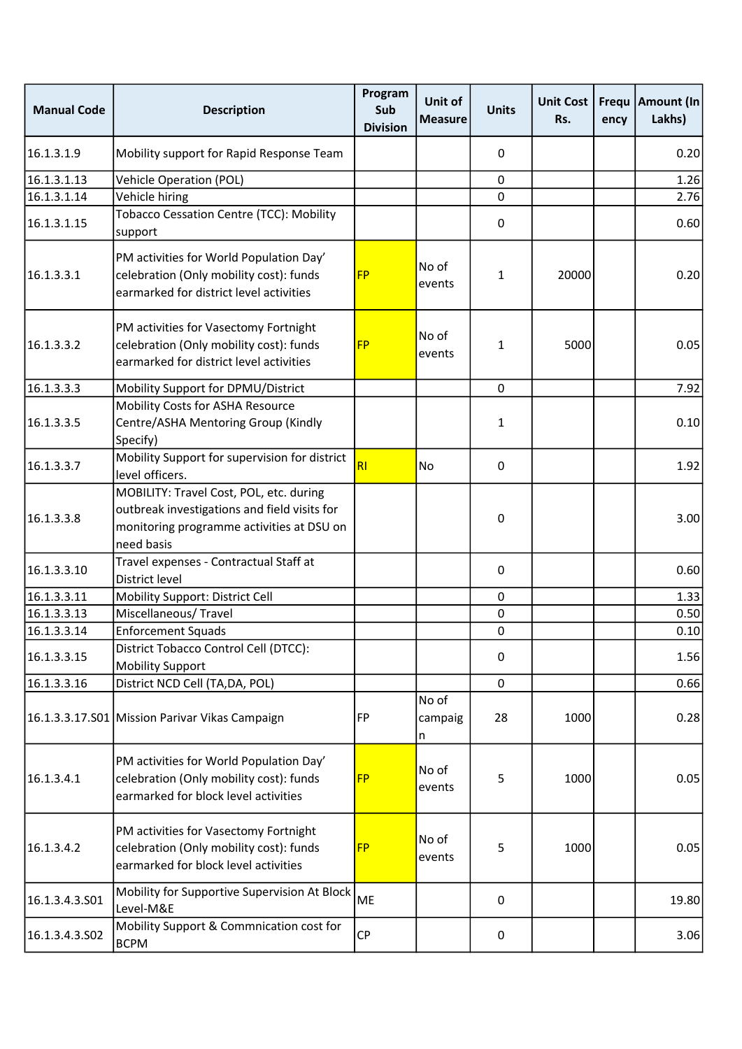| Manual Code | Description | Program Sub Division | Unit of Measure | Units | Unit Cost Rs. | Frequency | Amount (In Lakhs) |
|---|---|---|---|---|---|---|---|
| 16.1.3.1.9 | Mobility support for Rapid Response Team | | | 0 | | | 0.20 |
| 16.1.3.1.13 | Vehicle Operation (POL) | | | 0 | | | 1.26 |
| 16.1.3.1.14 | Vehicle hiring | | | 0 | | | 2.76 |
| 16.1.3.1.15 | Tobacco Cessation Centre (TCC): Mobility support | | | 0 | | | 0.60 |
| 16.1.3.3.1 | PM activities for World Population Day' celebration (Only mobility cost): funds earmarked for district level activities | FP | No of events | 1 | 20000 | | 0.20 |
| 16.1.3.3.2 | PM activities for Vasectomy Fortnight celebration (Only mobility cost): funds earmarked for district level activities | FP | No of events | 1 | 5000 | | 0.05 |
| 16.1.3.3.3 | Mobility Support for DPMU/District | | | 0 | | | 7.92 |
| 16.1.3.3.5 | Mobility Costs for ASHA Resource Centre/ASHA Mentoring Group (Kindly Specify) | | | 1 | | | 0.10 |
| 16.1.3.3.7 | Mobility Support for supervision for district level officers. | RI | No | 0 | | | 1.92 |
| 16.1.3.3.8 | MOBILITY: Travel Cost, POL, etc. during outbreak investigations and field visits for monitoring programme activities at DSU on need basis | | | 0 | | | 3.00 |
| 16.1.3.3.10 | Travel expenses - Contractual Staff at District level | | | 0 | | | 0.60 |
| 16.1.3.3.11 | Mobility Support: District Cell | | | 0 | | | 1.33 |
| 16.1.3.3.13 | Miscellaneous/ Travel | | | 0 | | | 0.50 |
| 16.1.3.3.14 | Enforcement Squads | | | 0 | | | 0.10 |
| 16.1.3.3.15 | District Tobacco Control Cell (DTCC): Mobility Support | | | 0 | | | 1.56 |
| 16.1.3.3.16 | District NCD Cell (TA,DA, POL) | | | 0 | | | 0.66 |
| 16.1.3.3.17.S01 | Mission Parivar Vikas Campaign | FP | No of campaign | 28 | 1000 | | 0.28 |
| 16.1.3.4.1 | PM activities for World Population Day' celebration (Only mobility cost): funds earmarked for block level activities | FP | No of events | 5 | 1000 | | 0.05 |
| 16.1.3.4.2 | PM activities for Vasectomy Fortnight celebration (Only mobility cost): funds earmarked for block level activities | FP | No of events | 5 | 1000 | | 0.05 |
| 16.1.3.4.3.S01 | Mobility for Supportive Supervision At Block Level-M&E | ME | | 0 | | | 19.80 |
| 16.1.3.4.3.S02 | Mobility Support & Commnication cost for BCPM | CP | | 0 | | | 3.06 |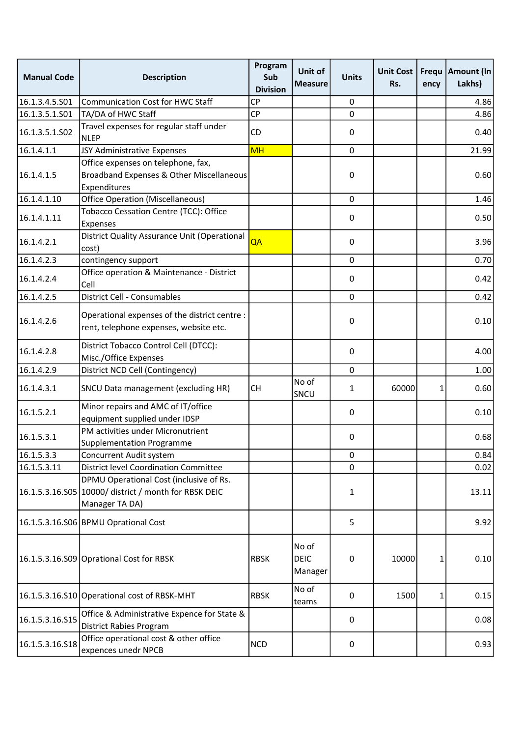| Manual Code | Description | Program Sub Division | Unit of Measure | Units | Unit Cost Rs. | Frequency | Amount (In Lakhs) |
|---|---|---|---|---|---|---|---|
| 16.1.3.4.5.S01 | Communication Cost for HWC Staff | CP | | 0 | | | 4.86 |
| 16.1.3.5.1.S01 | TA/DA of HWC Staff | CP | | 0 | | | 4.86 |
| 16.1.3.5.1.S02 | Travel expenses for regular staff under NLEP | CD | | 0 | | | 0.40 |
| 16.1.4.1.1 | JSY Administrative Expenses | MH | | 0 | | | 21.99 |
| 16.1.4.1.5 | Office expenses on telephone, fax, Broadband Expenses & Other Miscellaneous Expenditures | | | 0 | | | 0.60 |
| 16.1.4.1.10 | Office Operation (Miscellaneous) | | | 0 | | | 1.46 |
| 16.1.4.1.11 | Tobacco Cessation Centre (TCC): Office Expenses | | | 0 | | | 0.50 |
| 16.1.4.2.1 | District Quality Assurance Unit (Operational cost) | QA | | 0 | | | 3.96 |
| 16.1.4.2.3 | contingency support | | | 0 | | | 0.70 |
| 16.1.4.2.4 | Office operation & Maintenance - District Cell | | | 0 | | | 0.42 |
| 16.1.4.2.5 | District Cell - Consumables | | | 0 | | | 0.42 |
| 16.1.4.2.6 | Operational expenses of the district centre : rent, telephone expenses, website etc. | | | 0 | | | 0.10 |
| 16.1.4.2.8 | District Tobacco Control Cell (DTCC): Misc./Office Expenses | | | 0 | | | 4.00 |
| 16.1.4.2.9 | District NCD Cell (Contingency) | | | 0 | | | 1.00 |
| 16.1.4.3.1 | SNCU Data management (excluding HR) | CH | No of SNCU | 1 | 60000 | 1 | 0.60 |
| 16.1.5.2.1 | Minor repairs and AMC of IT/office equipment supplied under IDSP | | | 0 | | | 0.10 |
| 16.1.5.3.1 | PM activities under Micronutrient Supplementation Programme | | | 0 | | | 0.68 |
| 16.1.5.3.3 | Concurrent Audit system | | | 0 | | | 0.84 |
| 16.1.5.3.11 | District level Coordination Committee | | | 0 | | | 0.02 |
| 16.1.5.3.16.S05 | DPMU Operational Cost (inclusive of Rs. 10000/ district / month for RBSK DEIC Manager TA DA) | | | 1 | | | 13.11 |
| 16.1.5.3.16.S06 | BPMU Oprational Cost | | | 5 | | | 9.92 |
| 16.1.5.3.16.S09 | Oprational Cost for RBSK | RBSK | No of DEIC Manager | 0 | 10000 | 1 | 0.10 |
| 16.1.5.3.16.S10 | Operational cost of RBSK-MHT | RBSK | No of teams | 0 | 1500 | 1 | 0.15 |
| 16.1.5.3.16.S15 | Office & Administrative Expence for State & District Rabies Program | | | 0 | | | 0.08 |
| 16.1.5.3.16.S18 | Office operational cost & other office expences unedr NPCB | NCD | | 0 | | | 0.93 |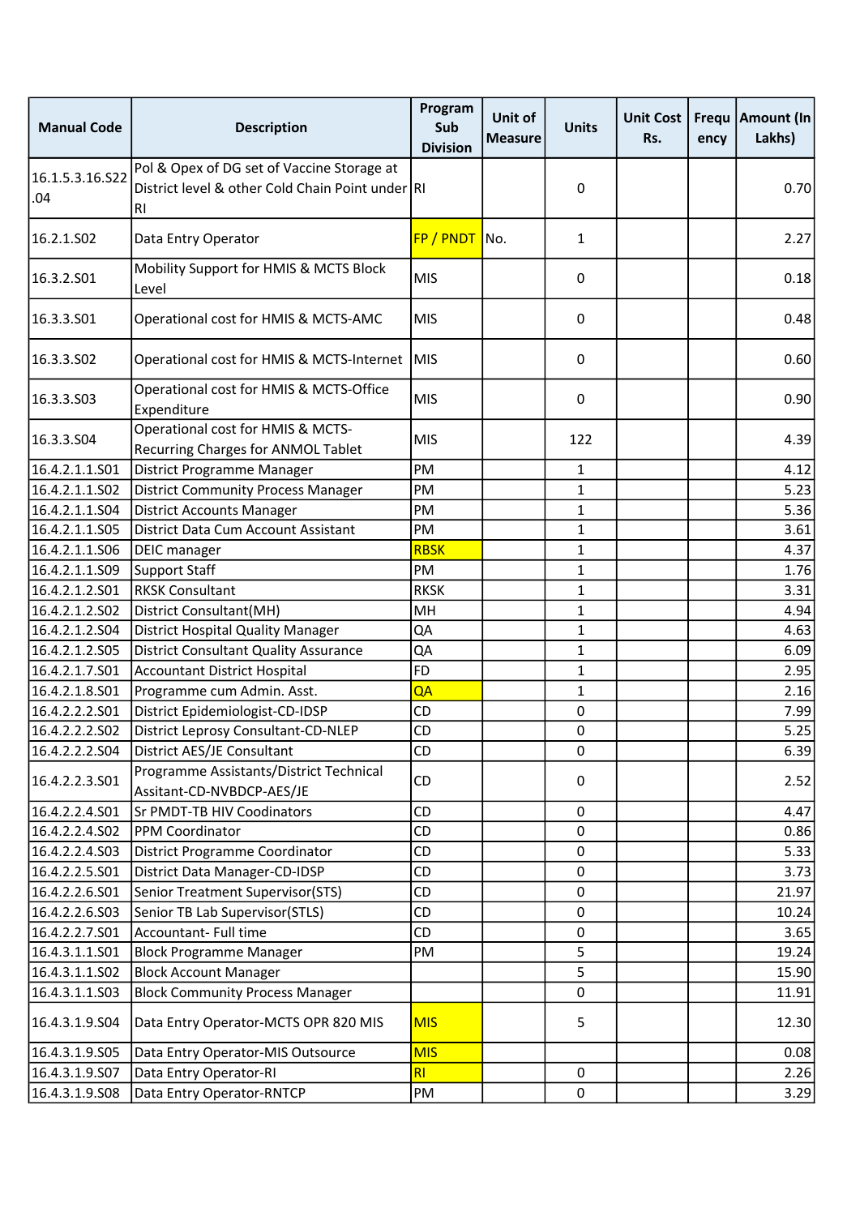| Manual Code | Description | Program Sub Division | Unit of Measure | Units | Unit Cost Rs. | Frequency | Amount (In Lakhs) |
|---|---|---|---|---|---|---|---|
| 16.1.5.3.16.S22.04 | Pol & Opex of DG set of Vaccine Storage at District level & other Cold Chain Point under RI | RI | | 0 | | | 0.70 |
| 16.2.1.S02 | Data Entry Operator | FP / PNDT | No. | 1 | | | 2.27 |
| 16.3.2.S01 | Mobility Support for HMIS & MCTS Block Level | MIS | | 0 | | | 0.18 |
| 16.3.3.S01 | Operational cost for HMIS & MCTS-AMC | MIS | | 0 | | | 0.48 |
| 16.3.3.S02 | Operational cost for HMIS & MCTS-Internet | MIS | | 0 | | | 0.60 |
| 16.3.3.S03 | Operational cost for HMIS & MCTS-Office Expenditure | MIS | | 0 | | | 0.90 |
| 16.3.3.S04 | Operational cost for HMIS & MCTS-Recurring Charges for ANMOL Tablet | MIS | | 122 | | | 4.39 |
| 16.4.2.1.1.S01 | District Programme Manager | PM | | 1 | | | 4.12 |
| 16.4.2.1.1.S02 | District Community Process Manager | PM | | 1 | | | 5.23 |
| 16.4.2.1.1.S04 | District Accounts Manager | PM | | 1 | | | 5.36 |
| 16.4.2.1.1.S05 | District Data Cum Account Assistant | PM | | 1 | | | 3.61 |
| 16.4.2.1.1.S06 | DEIC manager | RBSK | | 1 | | | 4.37 |
| 16.4.2.1.1.S09 | Support Staff | PM | | 1 | | | 1.76 |
| 16.4.2.1.2.S01 | RKSK Consultant | RKSK | | 1 | | | 3.31 |
| 16.4.2.1.2.S02 | District Consultant(MH) | MH | | 1 | | | 4.94 |
| 16.4.2.1.2.S04 | District Hospital Quality Manager | QA | | 1 | | | 4.63 |
| 16.4.2.1.2.S05 | District Consultant Quality Assurance | QA | | 1 | | | 6.09 |
| 16.4.2.1.7.S01 | Accountant District Hospital | FD | | 1 | | | 2.95 |
| 16.4.2.1.8.S01 | Programme cum Admin. Asst. | QA | | 1 | | | 2.16 |
| 16.4.2.2.2.S01 | District Epidemiologist-CD-IDSP | CD | | 0 | | | 7.99 |
| 16.4.2.2.2.S02 | District Leprosy Consultant-CD-NLEP | CD | | 0 | | | 5.25 |
| 16.4.2.2.2.S04 | District AES/JE Consultant | CD | | 0 | | | 6.39 |
| 16.4.2.2.3.S01 | Programme Assistants/District Technical Assitant-CD-NVBDCP-AES/JE | CD | | 0 | | | 2.52 |
| 16.4.2.2.4.S01 | Sr PMDT-TB HIV Coodinators | CD | | 0 | | | 4.47 |
| 16.4.2.2.4.S02 | PPM Coordinator | CD | | 0 | | | 0.86 |
| 16.4.2.2.4.S03 | District Programme Coordinator | CD | | 0 | | | 5.33 |
| 16.4.2.2.5.S01 | District Data Manager-CD-IDSP | CD | | 0 | | | 3.73 |
| 16.4.2.2.6.S01 | Senior Treatment Supervisor(STS) | CD | | 0 | | | 21.97 |
| 16.4.2.2.6.S03 | Senior TB Lab Supervisor(STLS) | CD | | 0 | | | 10.24 |
| 16.4.2.2.7.S01 | Accountant- Full time | CD | | 0 | | | 3.65 |
| 16.4.3.1.1.S01 | Block Programme Manager | PM | | 5 | | | 19.24 |
| 16.4.3.1.1.S02 | Block Account Manager | | | 5 | | | 15.90 |
| 16.4.3.1.1.S03 | Block Community Process Manager | | | 0 | | | 11.91 |
| 16.4.3.1.9.S04 | Data Entry Operator-MCTS OPR 820 MIS | MIS | | 5 | | | 12.30 |
| 16.4.3.1.9.S05 | Data Entry Operator-MIS Outsource | MIS | | | | | 0.08 |
| 16.4.3.1.9.S07 | Data Entry Operator-RI | RI | | 0 | | | 2.26 |
| 16.4.3.1.9.S08 | Data Entry Operator-RNTCP | PM | | 0 | | | 3.29 |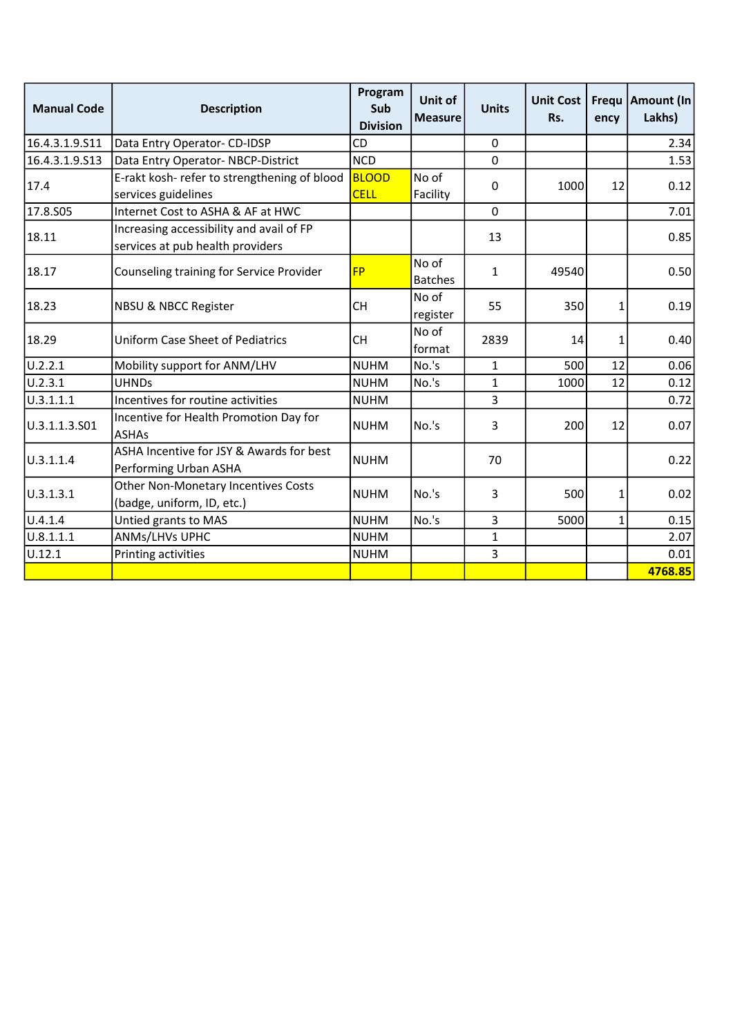| Manual Code | Description | Program Sub Division | Unit of Measure | Units | Unit Cost Rs. | Frequency | Amount (In Lakhs) |
|---|---|---|---|---|---|---|---|
| 16.4.3.1.9.S11 | Data Entry Operator- CD-IDSP | CD | | 0 | | | 2.34 |
| 16.4.3.1.9.S13 | Data Entry Operator- NBCP-District | NCD | | 0 | | | 1.53 |
| 17.4 | E-rakt kosh- refer to strengthening of blood services guidelines | BLOOD CELL | No of Facility | 0 | 1000 | 12 | 0.12 |
| 17.8.S05 | Internet Cost to ASHA & AF at HWC | | | 0 | | | 7.01 |
| 18.11 | Increasing accessibility and avail of FP services at pub health providers | | | 13 | | | 0.85 |
| 18.17 | Counseling training for Service Provider | FP | No of Batches | 1 | 49540 | | 0.50 |
| 18.23 | NBSU & NBCC Register | CH | No of register | 55 | 350 | 1 | 0.19 |
| 18.29 | Uniform Case Sheet of Pediatrics | CH | No of format | 2839 | 14 | 1 | 0.40 |
| U.2.2.1 | Mobility support for ANM/LHV | NUHM | No.'s | 1 | 500 | 12 | 0.06 |
| U.2.3.1 | UHNDs | NUHM | No.'s | 1 | 1000 | 12 | 0.12 |
| U.3.1.1.1 | Incentives for routine activities | NUHM | | 3 | | | 0.72 |
| U.3.1.1.3.S01 | Incentive for Health Promotion Day for ASHAs | NUHM | No.'s | 3 | 200 | 12 | 0.07 |
| U.3.1.1.4 | ASHA Incentive for JSY & Awards for best Performing Urban ASHA | NUHM | | 70 | | | 0.22 |
| U.3.1.3.1 | Other Non-Monetary Incentives Costs (badge, uniform, ID, etc.) | NUHM | No.'s | 3 | 500 | 1 | 0.02 |
| U.4.1.4 | Untied grants to MAS | NUHM | No.'s | 3 | 5000 | 1 | 0.15 |
| U.8.1.1.1 | ANMs/LHVs UPHC | NUHM | | 1 | | | 2.07 |
| U.12.1 | Printing activities | NUHM | | 3 | | | 0.01 |
| | | | | | | | **4768.85** |